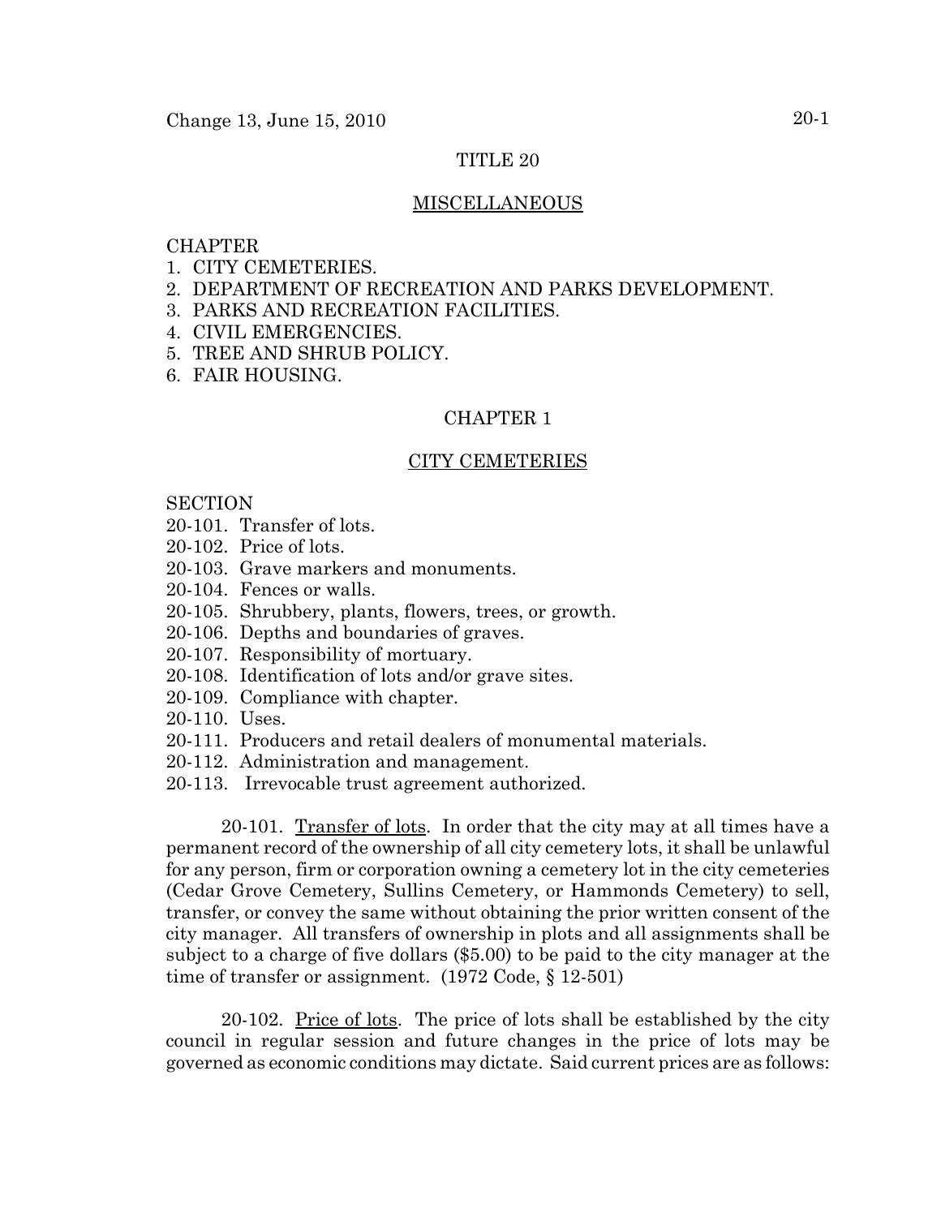# TITLE 20

## MISCELLANEOUS

CHAPTER
1. CITY CEMETERIES.
2. DEPARTMENT OF RECREATION AND PARKS DEVELOPMENT.
3. PARKS AND RECREATION FACILITIES.
4. CIVIL EMERGENCIES.
5. TREE AND SHRUB POLICY.
6. FAIR HOUSING.

## CHAPTER 1

## CITY CEMETERIES

SECTION
- 20-101. Transfer of lots.
- 20-102. Price of lots.
- 20-103. Grave markers and monuments.
- 20-104. Fences or walls.
- 20-105. Shrubbery, plants, flowers, trees, or growth.
- 20-106. Depths and boundaries of graves.
- 20-107. Responsibility of mortuary.
- 20-108. Identification of lots and/or grave sites.
- 20-109. Compliance with chapter.
- 20-110. Uses.
- 20-111. Producers and retail dealers of monumental materials.
- 20-112. Administration and management.
- 20-113. Irrevocable trust agreement authorized.

20-101. Transfer of lots. In order that the city may at all times have a permanent record of the ownership of all city cemetery lots, it shall be unlawful for any person, firm or corporation owning a cemetery lot in the city cemeteries (Cedar Grove Cemetery, Sullins Cemetery, or Hammonds Cemetery) to sell, transfer, or convey the same without obtaining the prior written consent of the city manager. All transfers of ownership in plots and all assignments shall be subject to a charge of five dollars ($5.00) to be paid to the city manager at the time of transfer or assignment. (1972 Code, § 12-501)

20-102. Price of lots. The price of lots shall be established by the city council in regular session and future changes in the price of lots may be governed as economic conditions may dictate. Said current prices are as follows: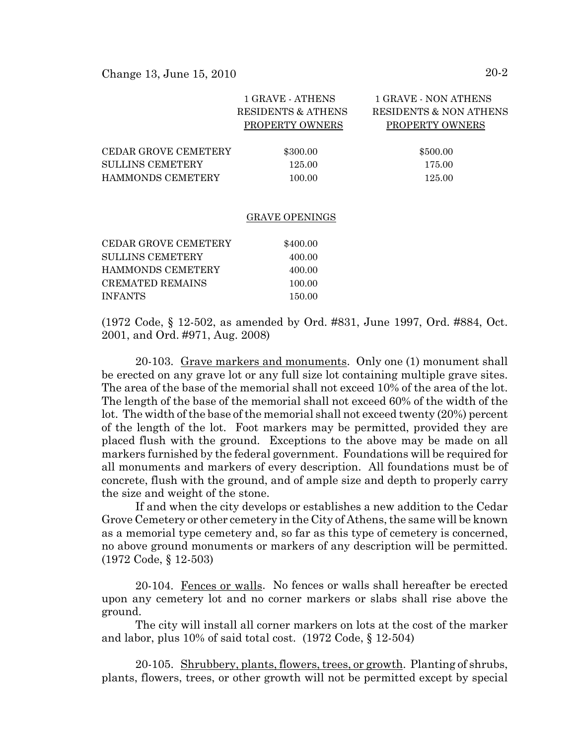| | 1 GRAVE - ATHENS RESIDENTS & ATHENS PROPERTY OWNERS | 1 GRAVE - NON ATHENS RESIDENTS & NON ATHENS PROPERTY OWNERS |
|---|---|---|
| CEDAR GROVE CEMETERY | $300.00 | $500.00 |
| SULLINS CEMETERY | 125.00 | 175.00 |
| HAMMONDS CEMETERY | 100.00 | 125.00 |

GRAVE OPENINGS

| | |
|---|---|
| CEDAR GROVE CEMETERY | $400.00 |
| SULLINS CEMETERY | 400.00 |
| HAMMONDS CEMETERY | 400.00 |
| CREMATED REMAINS | 100.00 |
| INFANTS | 150.00 |

(1972 Code, § 12-502, as amended by Ord. #831, June 1997, Ord. #884, Oct. 2001, and Ord. #971, Aug. 2008)

20-103. Grave markers and monuments. Only one (1) monument shall be erected on any grave lot or any full size lot containing multiple grave sites. The area of the base of the memorial shall not exceed 10% of the area of the lot. The length of the base of the memorial shall not exceed 60% of the width of the lot. The width of the base of the memorial shall not exceed twenty (20%) percent of the length of the lot. Foot markers may be permitted, provided they are placed flush with the ground. Exceptions to the above may be made on all markers furnished by the federal government. Foundations will be required for all monuments and markers of every description. All foundations must be of concrete, flush with the ground, and of ample size and depth to properly carry the size and weight of the stone.

If and when the city develops or establishes a new addition to the Cedar Grove Cemetery or other cemetery in the City of Athens, the same will be known as a memorial type cemetery and, so far as this type of cemetery is concerned, no above ground monuments or markers of any description will be permitted. (1972 Code, § 12-503)

20-104. Fences or walls. No fences or walls shall hereafter be erected upon any cemetery lot and no corner markers or slabs shall rise above the ground.

The city will install all corner markers on lots at the cost of the marker and labor, plus 10% of said total cost. (1972 Code, § 12-504)

20-105. Shrubbery, plants, flowers, trees, or growth. Planting of shrubs, plants, flowers, trees, or other growth will not be permitted except by special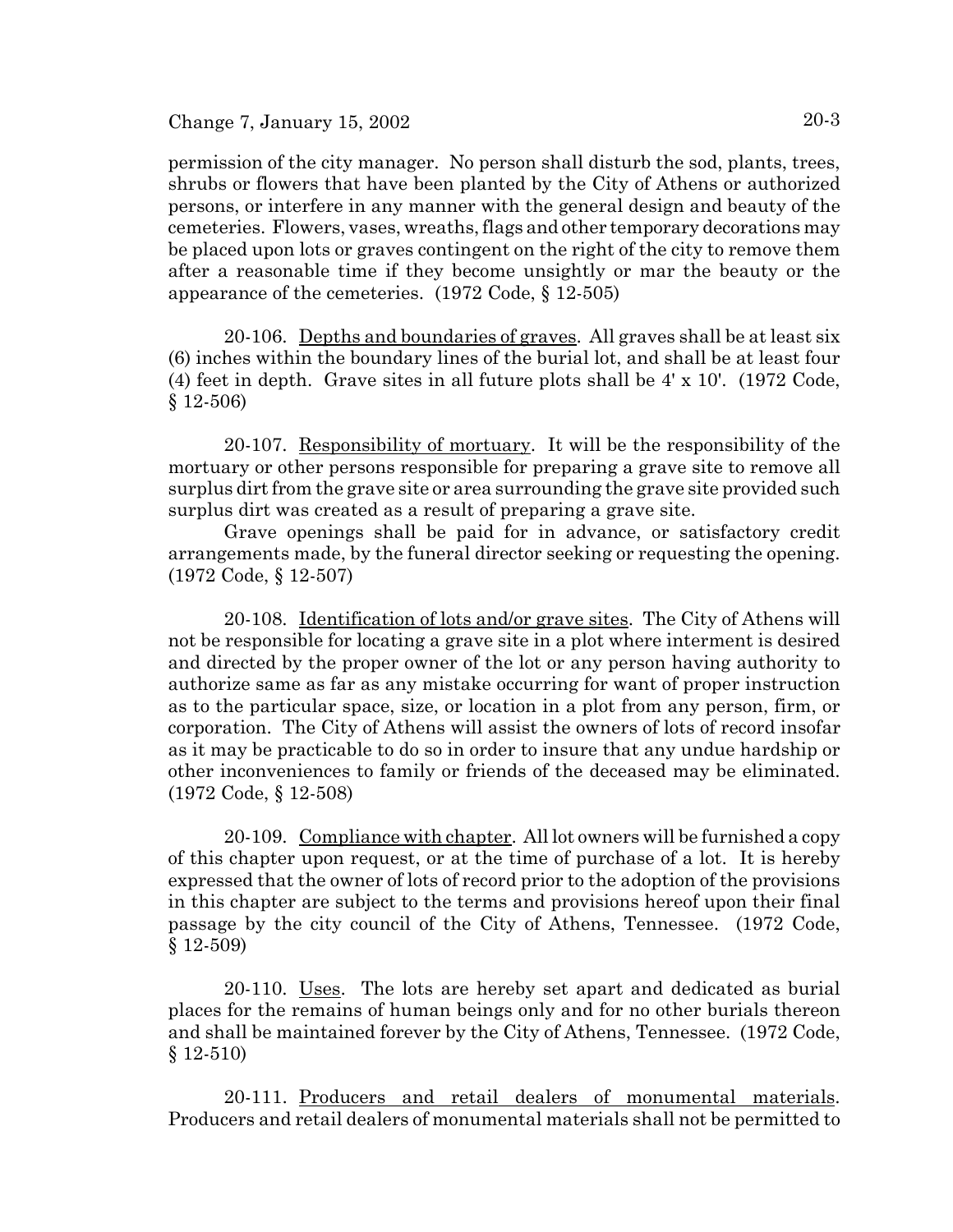permission of the city manager. No person shall disturb the sod, plants, trees, shrubs or flowers that have been planted by the City of Athens or authorized persons, or interfere in any manner with the general design and beauty of the cemeteries. Flowers, vases, wreaths, flags and other temporary decorations may be placed upon lots or graves contingent on the right of the city to remove them after a reasonable time if they become unsightly or mar the beauty or the appearance of the cemeteries. (1972 Code, § 12-505)

20-106. Depths and boundaries of graves. All graves shall be at least six (6) inches within the boundary lines of the burial lot, and shall be at least four (4) feet in depth. Grave sites in all future plots shall be 4' x 10'. (1972 Code, § 12-506)

20-107. Responsibility of mortuary. It will be the responsibility of the mortuary or other persons responsible for preparing a grave site to remove all surplus dirt from the grave site or area surrounding the grave site provided such surplus dirt was created as a result of preparing a grave site.

Grave openings shall be paid for in advance, or satisfactory credit arrangements made, by the funeral director seeking or requesting the opening. (1972 Code, § 12-507)

20-108. Identification of lots and/or grave sites. The City of Athens will not be responsible for locating a grave site in a plot where interment is desired and directed by the proper owner of the lot or any person having authority to authorize same as far as any mistake occurring for want of proper instruction as to the particular space, size, or location in a plot from any person, firm, or corporation. The City of Athens will assist the owners of lots of record insofar as it may be practicable to do so in order to insure that any undue hardship or other inconveniences to family or friends of the deceased may be eliminated. (1972 Code, § 12-508)

20-109. Compliance with chapter. All lot owners will be furnished a copy of this chapter upon request, or at the time of purchase of a lot. It is hereby expressed that the owner of lots of record prior to the adoption of the provisions in this chapter are subject to the terms and provisions hereof upon their final passage by the city council of the City of Athens, Tennessee. (1972 Code, § 12-509)

20-110. Uses. The lots are hereby set apart and dedicated as burial places for the remains of human beings only and for no other burials thereon and shall be maintained forever by the City of Athens, Tennessee. (1972 Code, § 12-510)

20-111. Producers and retail dealers of monumental materials. Producers and retail dealers of monumental materials shall not be permitted to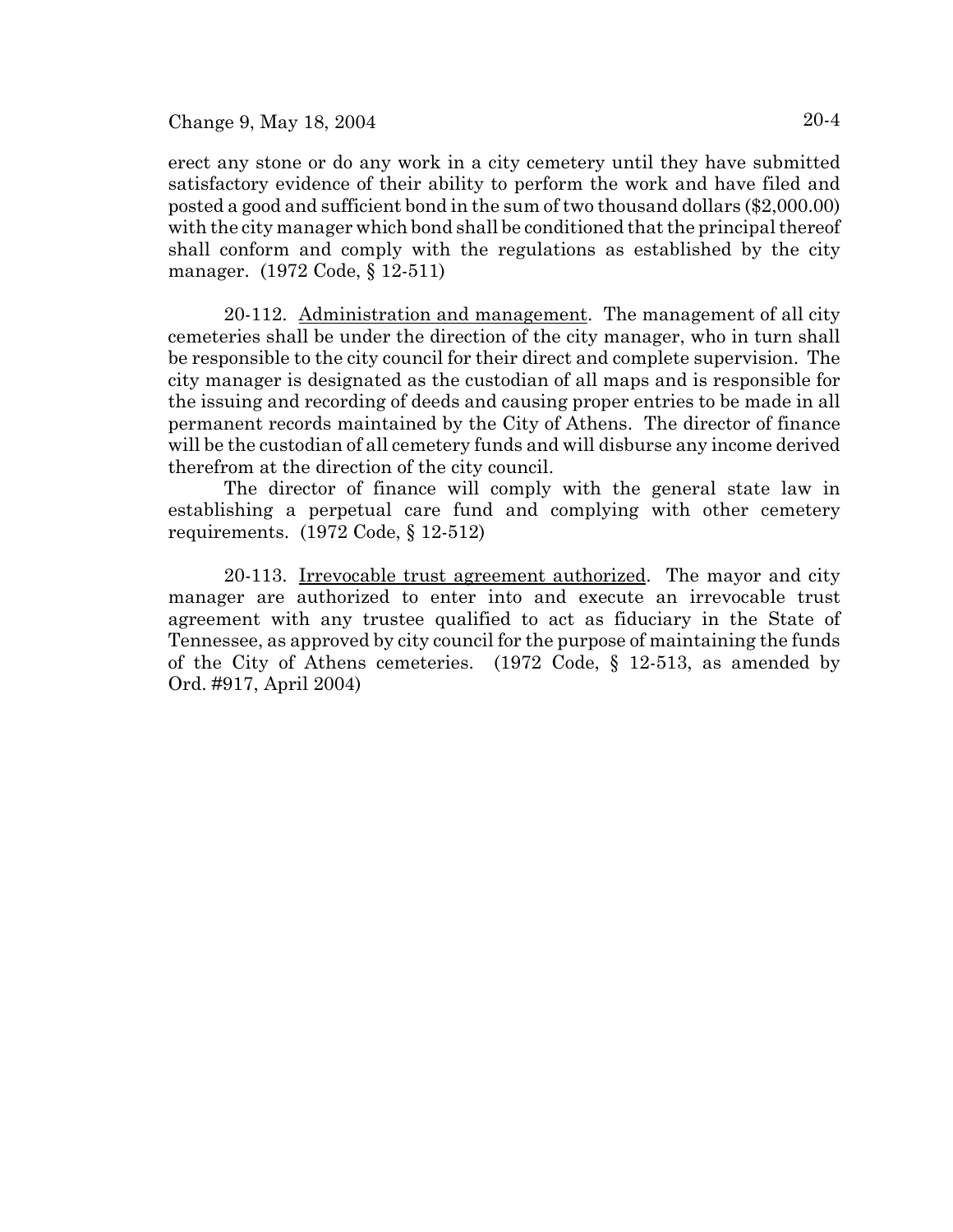erect any stone or do any work in a city cemetery until they have submitted satisfactory evidence of their ability to perform the work and have filed and posted a good and sufficient bond in the sum of two thousand dollars ($2,000.00) with the city manager which bond shall be conditioned that the principal thereof shall conform and comply with the regulations as established by the city manager. (1972 Code, § 12-511)

20-112. Administration and management. The management of all city cemeteries shall be under the direction of the city manager, who in turn shall be responsible to the city council for their direct and complete supervision. The city manager is designated as the custodian of all maps and is responsible for the issuing and recording of deeds and causing proper entries to be made in all permanent records maintained by the City of Athens. The director of finance will be the custodian of all cemetery funds and will disburse any income derived therefrom at the direction of the city council.

The director of finance will comply with the general state law in establishing a perpetual care fund and complying with other cemetery requirements. (1972 Code, § 12-512)

20-113. Irrevocable trust agreement authorized. The mayor and city manager are authorized to enter into and execute an irrevocable trust agreement with any trustee qualified to act as fiduciary in the State of Tennessee, as approved by city council for the purpose of maintaining the funds of the City of Athens cemeteries. (1972 Code, § 12-513, as amended by Ord. #917, April 2004)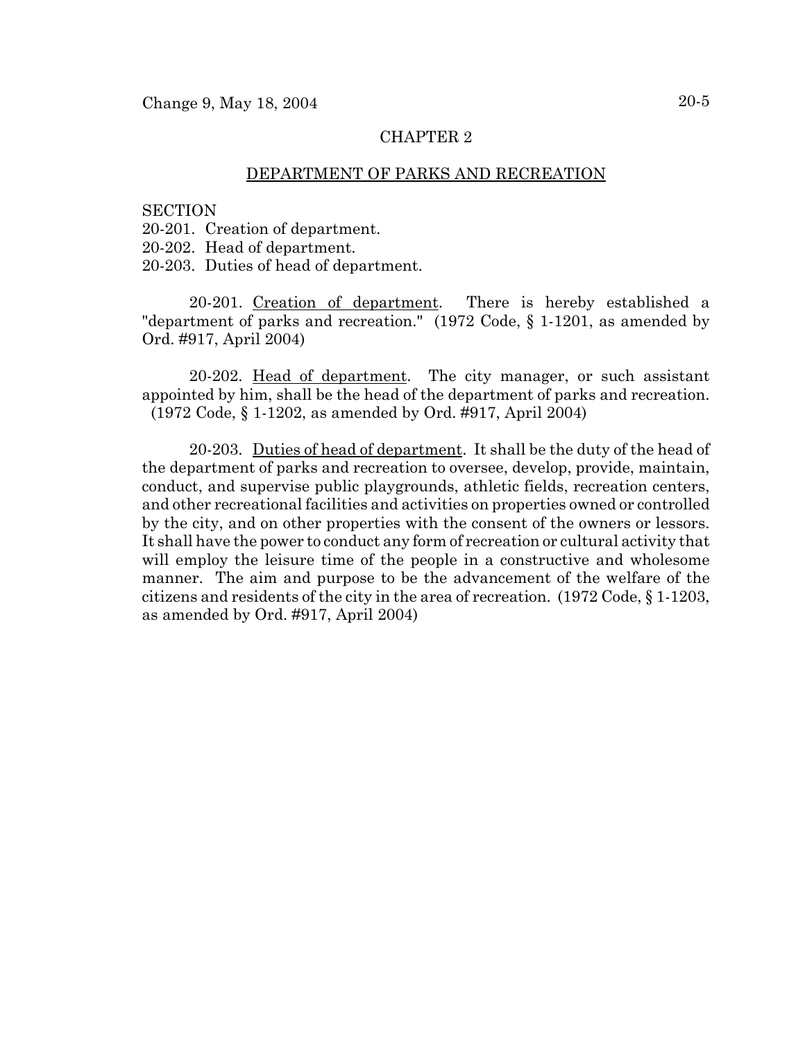## CHAPTER 2

## DEPARTMENT OF PARKS AND RECREATION

SECTION
20-201. Creation of department.
20-202. Head of department.
20-203. Duties of head of department.

20-201. Creation of department. There is hereby established a "department of parks and recreation." (1972 Code, § 1-1201, as amended by Ord. #917, April 2004)

20-202. Head of department. The city manager, or such assistant appointed by him, shall be the head of the department of parks and recreation. (1972 Code, § 1-1202, as amended by Ord. #917, April 2004)

20-203. Duties of head of department. It shall be the duty of the head of the department of parks and recreation to oversee, develop, provide, maintain, conduct, and supervise public playgrounds, athletic fields, recreation centers, and other recreational facilities and activities on properties owned or controlled by the city, and on other properties with the consent of the owners or lessors. It shall have the power to conduct any form of recreation or cultural activity that will employ the leisure time of the people in a constructive and wholesome manner. The aim and purpose to be the advancement of the welfare of the citizens and residents of the city in the area of recreation. (1972 Code, § 1-1203, as amended by Ord. #917, April 2004)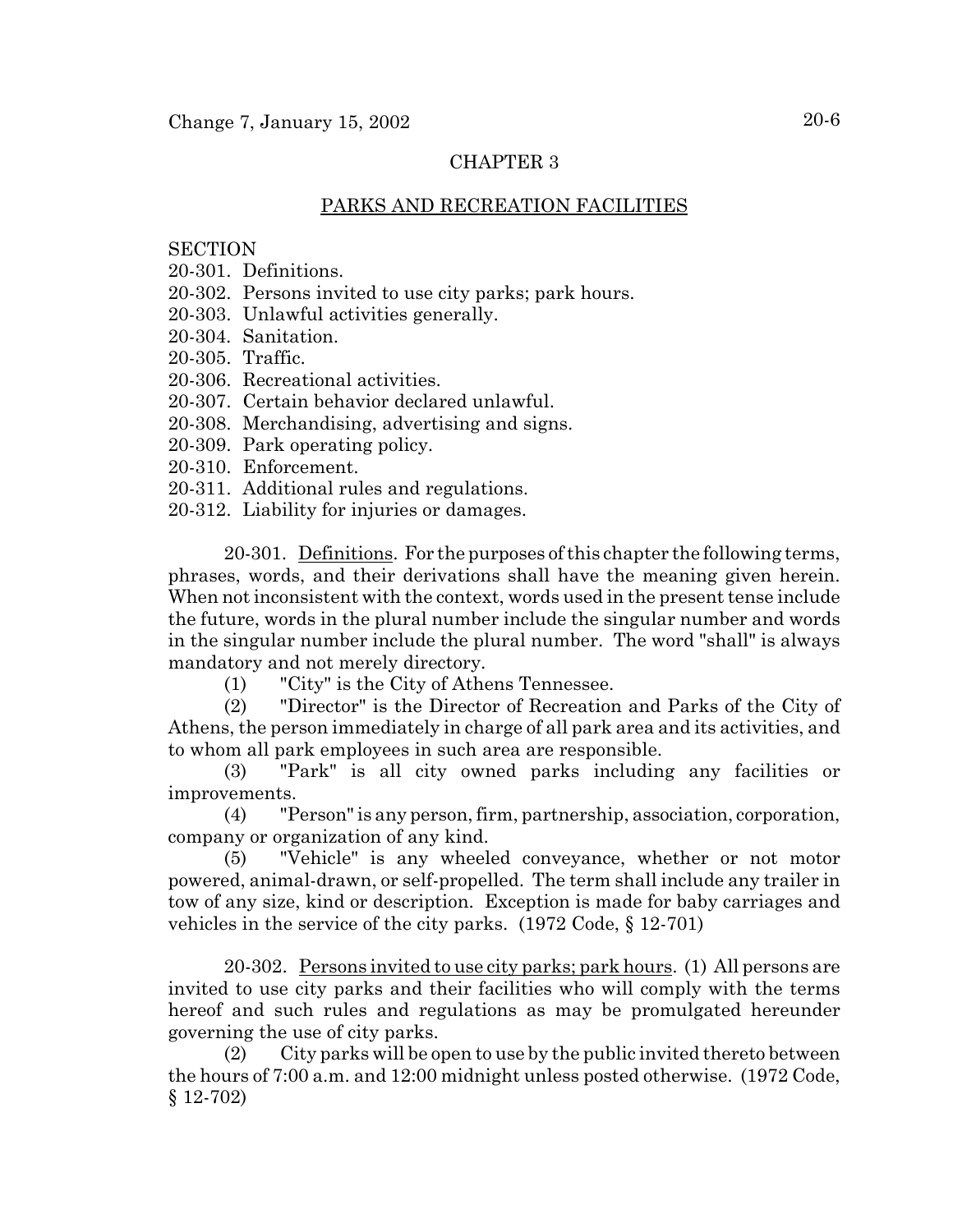## CHAPTER 3

## PARKS AND RECREATION FACILITIES

SECTION

20-301. Definitions.
20-302. Persons invited to use city parks; park hours.
20-303. Unlawful activities generally.
20-304. Sanitation.
20-305. Traffic.
20-306. Recreational activities.
20-307. Certain behavior declared unlawful.
20-308. Merchandising, advertising and signs.
20-309. Park operating policy.
20-310. Enforcement.
20-311. Additional rules and regulations.
20-312. Liability for injuries or damages.

20-301. Definitions. For the purposes of this chapter the following terms, phrases, words, and their derivations shall have the meaning given herein. When not inconsistent with the context, words used in the present tense include the future, words in the plural number include the singular number and words in the singular number include the plural number. The word "shall" is always mandatory and not merely directory.

(1) "City" is the City of Athens Tennessee.

(2) "Director" is the Director of Recreation and Parks of the City of Athens, the person immediately in charge of all park area and its activities, and to whom all park employees in such area are responsible.

(3) "Park" is all city owned parks including any facilities or improvements.

(4) "Person" is any person, firm, partnership, association, corporation, company or organization of any kind.

(5) "Vehicle" is any wheeled conveyance, whether or not motor powered, animal-drawn, or self-propelled. The term shall include any trailer in tow of any size, kind or description. Exception is made for baby carriages and vehicles in the service of the city parks. (1972 Code, § 12-701)

20-302. Persons invited to use city parks; park hours. (1) All persons are invited to use city parks and their facilities who will comply with the terms hereof and such rules and regulations as may be promulgated hereunder governing the use of city parks.

(2) City parks will be open to use by the public invited thereto between the hours of 7:00 a.m. and 12:00 midnight unless posted otherwise. (1972 Code, § 12-702)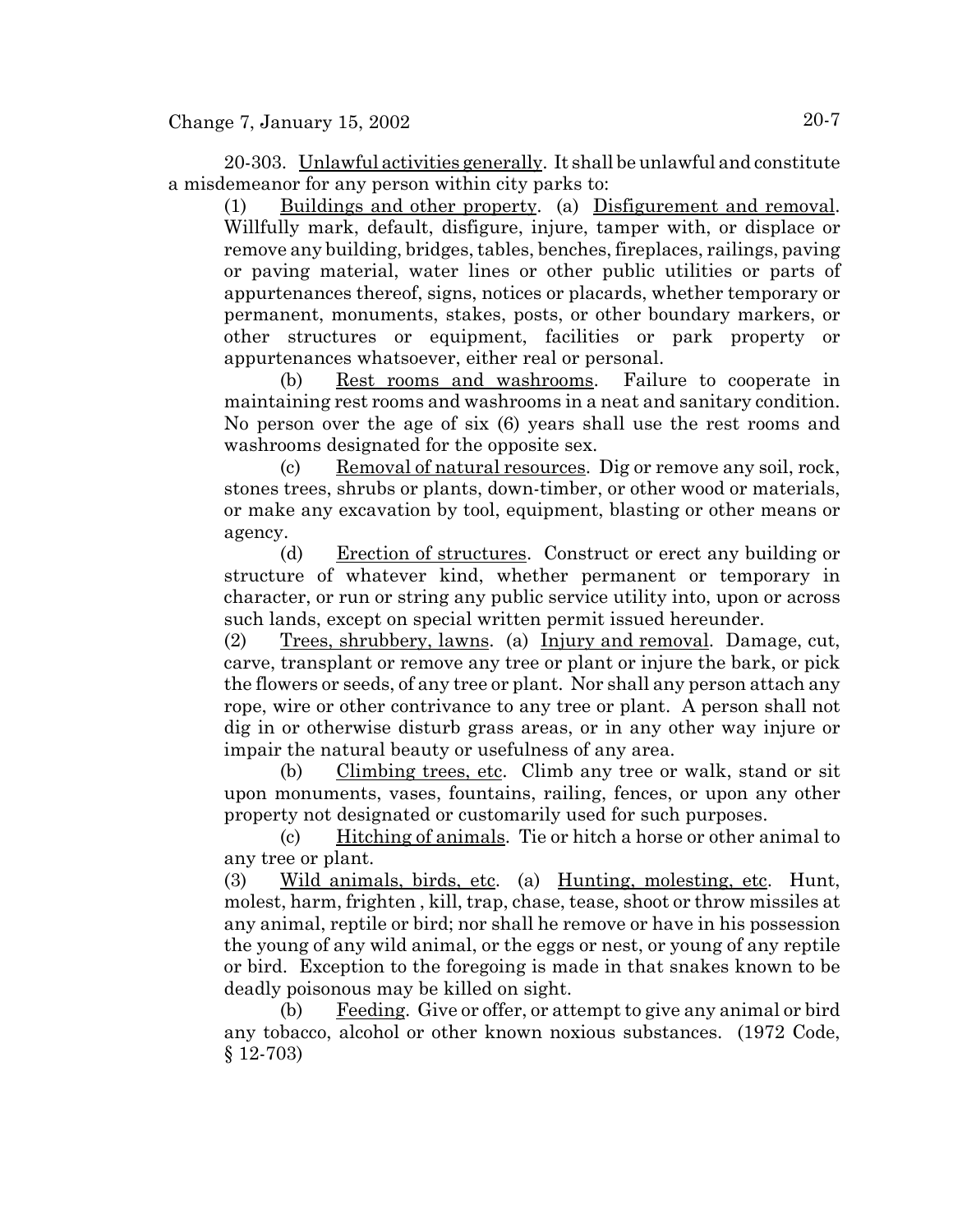20-303. Unlawful activities generally. It shall be unlawful and constitute a misdemeanor for any person within city parks to:

(1) Buildings and other property. (a) Disfigurement and removal. Willfully mark, default, disfigure, injure, tamper with, or displace or remove any building, bridges, tables, benches, fireplaces, railings, paving or paving material, water lines or other public utilities or parts of appurtenances thereof, signs, notices or placards, whether temporary or permanent, monuments, stakes, posts, or other boundary markers, or other structures or equipment, facilities or park property or appurtenances whatsoever, either real or personal.

(b) Rest rooms and washrooms. Failure to cooperate in maintaining rest rooms and washrooms in a neat and sanitary condition. No person over the age of six (6) years shall use the rest rooms and washrooms designated for the opposite sex.

(c) Removal of natural resources. Dig or remove any soil, rock, stones trees, shrubs or plants, down-timber, or other wood or materials, or make any excavation by tool, equipment, blasting or other means or agency.

(d) Erection of structures. Construct or erect any building or structure of whatever kind, whether permanent or temporary in character, or run or string any public service utility into, upon or across such lands, except on special written permit issued hereunder.

(2) Trees, shrubbery, lawns. (a) Injury and removal. Damage, cut, carve, transplant or remove any tree or plant or injure the bark, or pick the flowers or seeds, of any tree or plant. Nor shall any person attach any rope, wire or other contrivance to any tree or plant. A person shall not dig in or otherwise disturb grass areas, or in any other way injure or impair the natural beauty or usefulness of any area.

(b) Climbing trees, etc. Climb any tree or walk, stand or sit upon monuments, vases, fountains, railing, fences, or upon any other property not designated or customarily used for such purposes.

(c) Hitching of animals. Tie or hitch a horse or other animal to any tree or plant.

(3) Wild animals, birds, etc. (a) Hunting, molesting, etc. Hunt, molest, harm, frighten , kill, trap, chase, tease, shoot or throw missiles at any animal, reptile or bird; nor shall he remove or have in his possession the young of any wild animal, or the eggs or nest, or young of any reptile or bird. Exception to the foregoing is made in that snakes known to be deadly poisonous may be killed on sight.

(b) Feeding. Give or offer, or attempt to give any animal or bird any tobacco, alcohol or other known noxious substances. (1972 Code, § 12-703)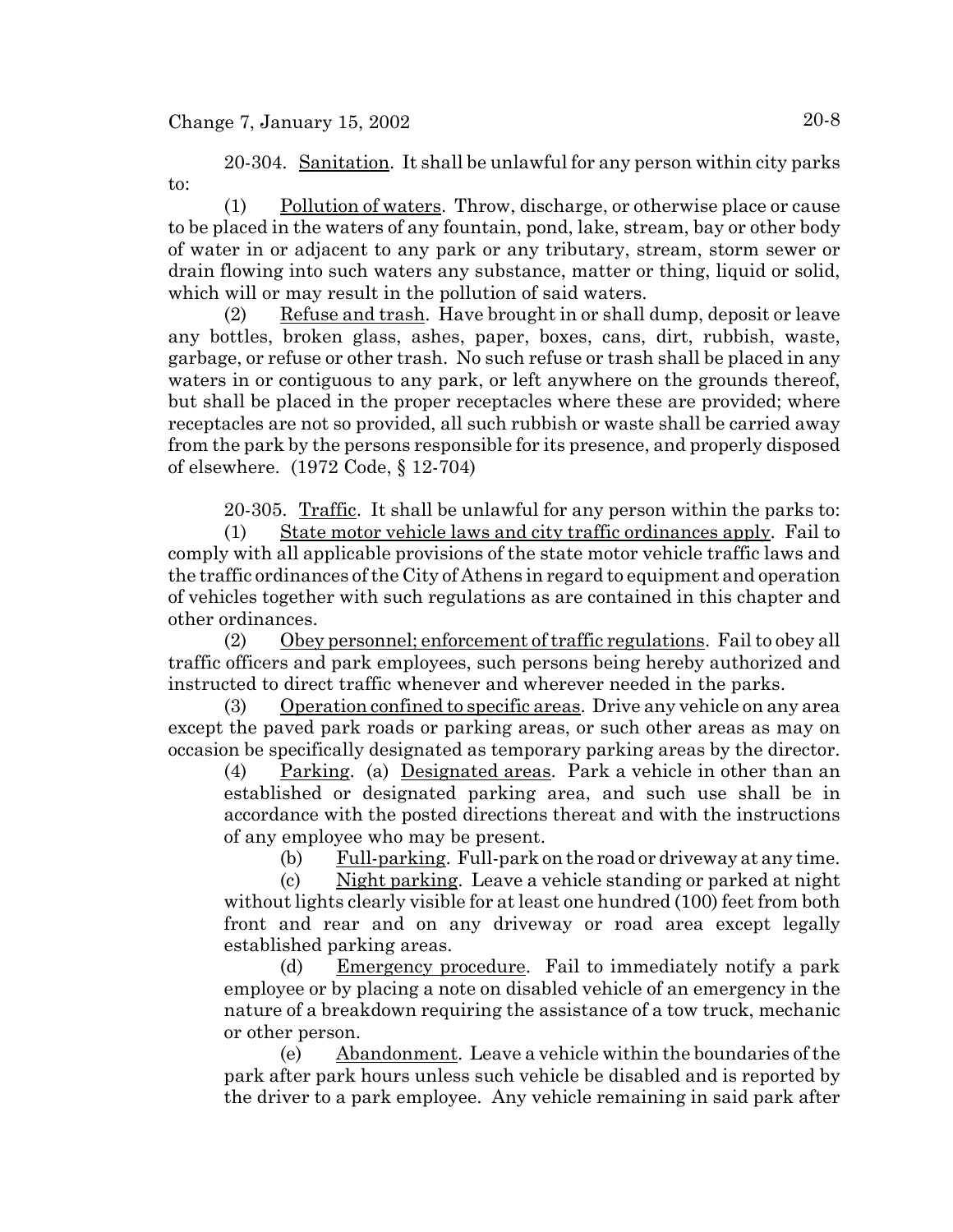20-304. Sanitation. It shall be unlawful for any person within city parks to:

(1) Pollution of waters. Throw, discharge, or otherwise place or cause to be placed in the waters of any fountain, pond, lake, stream, bay or other body of water in or adjacent to any park or any tributary, stream, storm sewer or drain flowing into such waters any substance, matter or thing, liquid or solid, which will or may result in the pollution of said waters.

(2) Refuse and trash. Have brought in or shall dump, deposit or leave any bottles, broken glass, ashes, paper, boxes, cans, dirt, rubbish, waste, garbage, or refuse or other trash. No such refuse or trash shall be placed in any waters in or contiguous to any park, or left anywhere on the grounds thereof, but shall be placed in the proper receptacles where these are provided; where receptacles are not so provided, all such rubbish or waste shall be carried away from the park by the persons responsible for its presence, and properly disposed of elsewhere. (1972 Code, § 12-704)

20-305. Traffic. It shall be unlawful for any person within the parks to:

(1) State motor vehicle laws and city traffic ordinances apply. Fail to comply with all applicable provisions of the state motor vehicle traffic laws and the traffic ordinances of the City of Athens in regard to equipment and operation of vehicles together with such regulations as are contained in this chapter and other ordinances.

(2) Obey personnel; enforcement of traffic regulations. Fail to obey all traffic officers and park employees, such persons being hereby authorized and instructed to direct traffic whenever and wherever needed in the parks.

(3) Operation confined to specific areas. Drive any vehicle on any area except the paved park roads or parking areas, or such other areas as may on occasion be specifically designated as temporary parking areas by the director.

(4) Parking. (a) Designated areas. Park a vehicle in other than an established or designated parking area, and such use shall be in accordance with the posted directions thereat and with the instructions of any employee who may be present.

(b) Full-parking. Full-park on the road or driveway at any time.

(c) Night parking. Leave a vehicle standing or parked at night without lights clearly visible for at least one hundred (100) feet from both front and rear and on any driveway or road area except legally established parking areas.

(d) Emergency procedure. Fail to immediately notify a park employee or by placing a note on disabled vehicle of an emergency in the nature of a breakdown requiring the assistance of a tow truck, mechanic or other person.

(e) Abandonment. Leave a vehicle within the boundaries of the park after park hours unless such vehicle be disabled and is reported by the driver to a park employee. Any vehicle remaining in said park after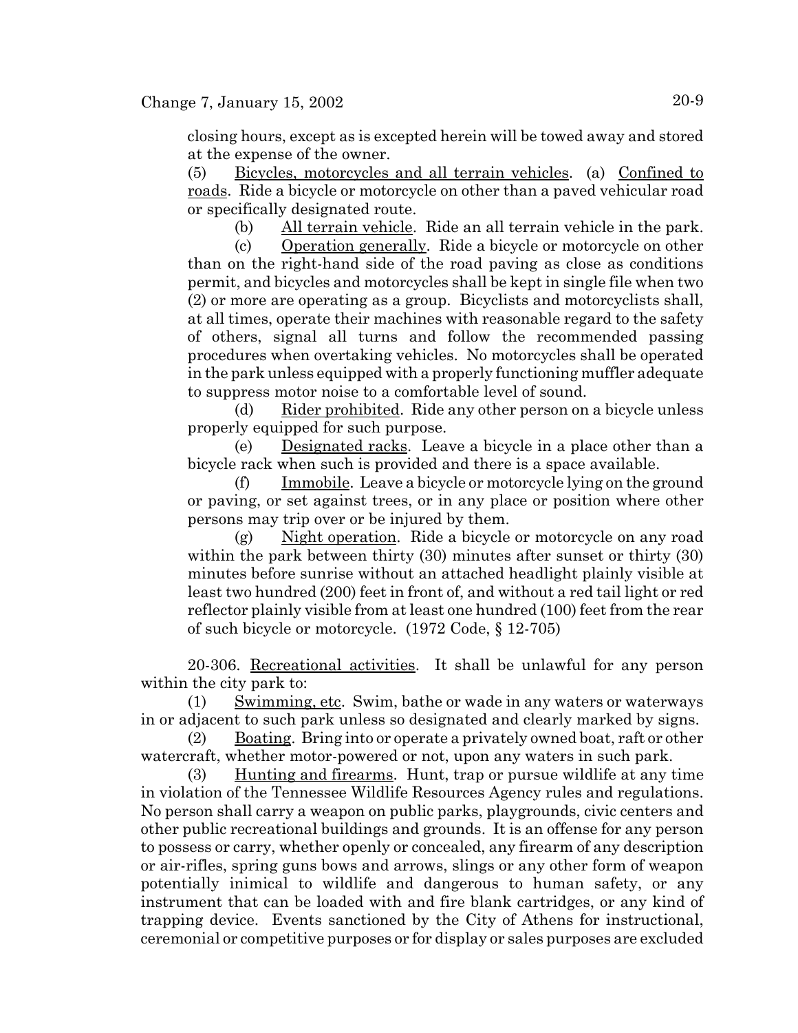closing hours, except as is excepted herein will be towed away and stored at the expense of the owner.

(5) Bicycles, motorcycles and all terrain vehicles. (a) Confined to roads. Ride a bicycle or motorcycle on other than a paved vehicular road or specifically designated route.

(b) All terrain vehicle. Ride an all terrain vehicle in the park.

(c) Operation generally. Ride a bicycle or motorcycle on other than on the right-hand side of the road paving as close as conditions permit, and bicycles and motorcycles shall be kept in single file when two (2) or more are operating as a group. Bicyclists and motorcyclists shall, at all times, operate their machines with reasonable regard to the safety of others, signal all turns and follow the recommended passing procedures when overtaking vehicles. No motorcycles shall be operated in the park unless equipped with a properly functioning muffler adequate to suppress motor noise to a comfortable level of sound.

(d) Rider prohibited. Ride any other person on a bicycle unless properly equipped for such purpose.

(e) Designated racks. Leave a bicycle in a place other than a bicycle rack when such is provided and there is a space available.

(f) Immobile. Leave a bicycle or motorcycle lying on the ground or paving, or set against trees, or in any place or position where other persons may trip over or be injured by them.

(g) Night operation. Ride a bicycle or motorcycle on any road within the park between thirty (30) minutes after sunset or thirty (30) minutes before sunrise without an attached headlight plainly visible at least two hundred (200) feet in front of, and without a red tail light or red reflector plainly visible from at least one hundred (100) feet from the rear of such bicycle or motorcycle. (1972 Code, § 12-705)

20-306. Recreational activities. It shall be unlawful for any person within the city park to:

(1) Swimming, etc. Swim, bathe or wade in any waters or waterways in or adjacent to such park unless so designated and clearly marked by signs.

(2) Boating. Bring into or operate a privately owned boat, raft or other watercraft, whether motor-powered or not, upon any waters in such park.

(3) Hunting and firearms. Hunt, trap or pursue wildlife at any time in violation of the Tennessee Wildlife Resources Agency rules and regulations. No person shall carry a weapon on public parks, playgrounds, civic centers and other public recreational buildings and grounds. It is an offense for any person to possess or carry, whether openly or concealed, any firearm of any description or air-rifles, spring guns bows and arrows, slings or any other form of weapon potentially inimical to wildlife and dangerous to human safety, or any instrument that can be loaded with and fire blank cartridges, or any kind of trapping device. Events sanctioned by the City of Athens for instructional, ceremonial or competitive purposes or for display or sales purposes are excluded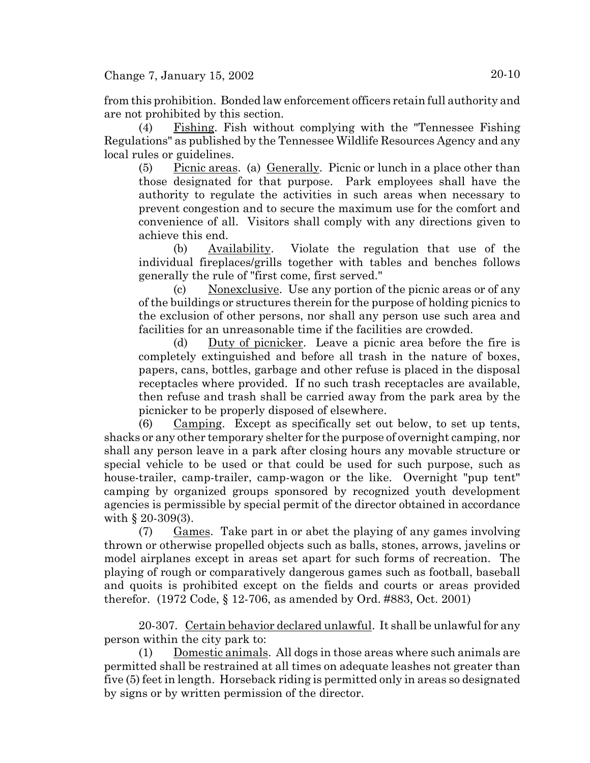from this prohibition. Bonded law enforcement officers retain full authority and are not prohibited by this section.

(4) Fishing. Fish without complying with the "Tennessee Fishing Regulations" as published by the Tennessee Wildlife Resources Agency and any local rules or guidelines.

(5) Picnic areas. (a) Generally. Picnic or lunch in a place other than those designated for that purpose. Park employees shall have the authority to regulate the activities in such areas when necessary to prevent congestion and to secure the maximum use for the comfort and convenience of all. Visitors shall comply with any directions given to achieve this end.

(b) Availability. Violate the regulation that use of the individual fireplaces/grills together with tables and benches follows generally the rule of "first come, first served."

(c) Nonexclusive. Use any portion of the picnic areas or of any of the buildings or structures therein for the purpose of holding picnics to the exclusion of other persons, nor shall any person use such area and facilities for an unreasonable time if the facilities are crowded.

(d) Duty of picnicker. Leave a picnic area before the fire is completely extinguished and before all trash in the nature of boxes, papers, cans, bottles, garbage and other refuse is placed in the disposal receptacles where provided. If no such trash receptacles are available, then refuse and trash shall be carried away from the park area by the picnicker to be properly disposed of elsewhere.

(6) Camping. Except as specifically set out below, to set up tents, shacks or any other temporary shelter for the purpose of overnight camping, nor shall any person leave in a park after closing hours any movable structure or special vehicle to be used or that could be used for such purpose, such as house-trailer, camp-trailer, camp-wagon or the like. Overnight "pup tent" camping by organized groups sponsored by recognized youth development agencies is permissible by special permit of the director obtained in accordance with § 20-309(3).

(7) Games. Take part in or abet the playing of any games involving thrown or otherwise propelled objects such as balls, stones, arrows, javelins or model airplanes except in areas set apart for such forms of recreation. The playing of rough or comparatively dangerous games such as football, baseball and quoits is prohibited except on the fields and courts or areas provided therefor. (1972 Code, § 12-706, as amended by Ord. #883, Oct. 2001)

20-307. Certain behavior declared unlawful. It shall be unlawful for any person within the city park to:

(1) Domestic animals. All dogs in those areas where such animals are permitted shall be restrained at all times on adequate leashes not greater than five (5) feet in length. Horseback riding is permitted only in areas so designated by signs or by written permission of the director.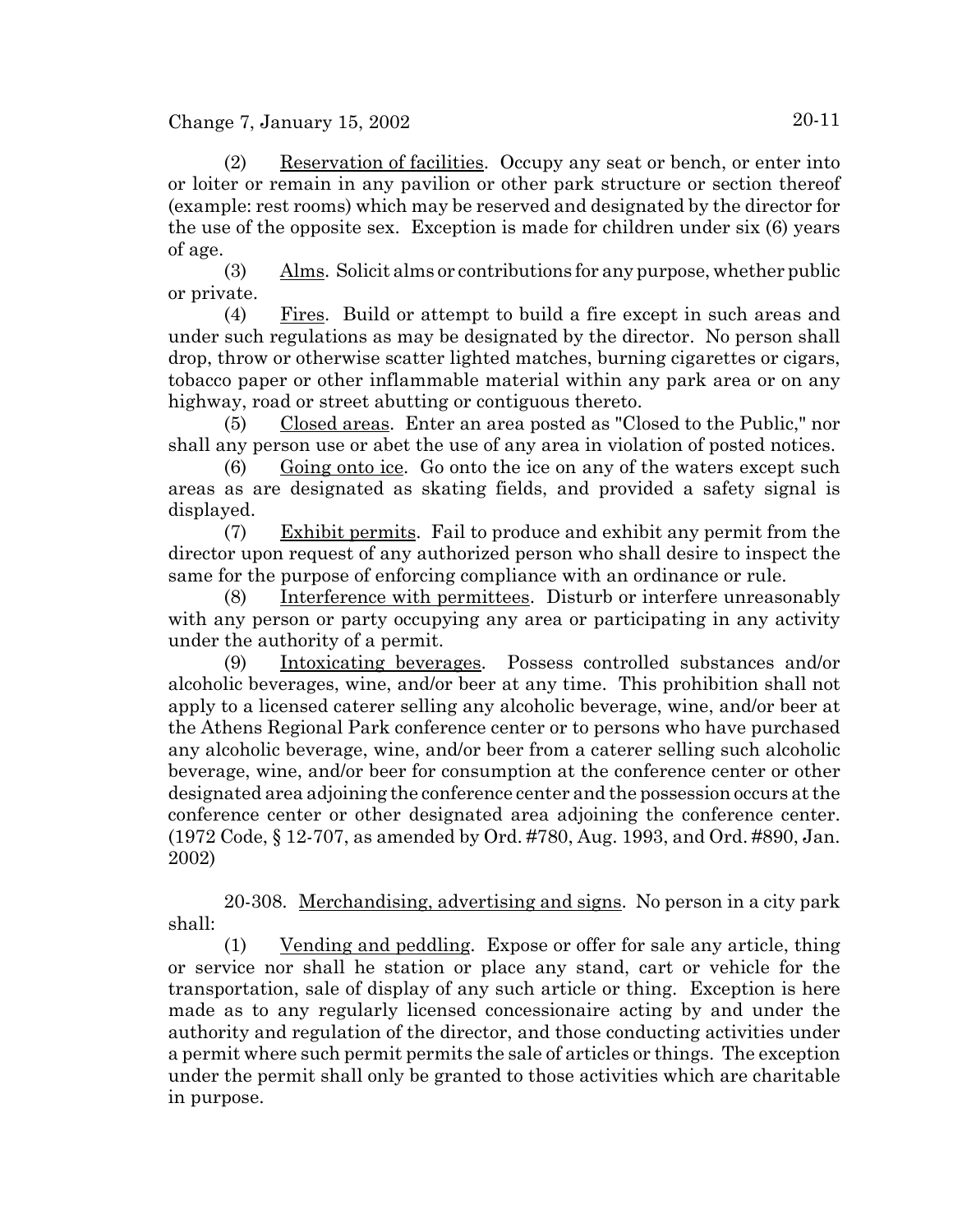(2) Reservation of facilities. Occupy any seat or bench, or enter into or loiter or remain in any pavilion or other park structure or section thereof (example: rest rooms) which may be reserved and designated by the director for the use of the opposite sex. Exception is made for children under six (6) years of age.

(3) Alms. Solicit alms or contributions for any purpose, whether public or private.

(4) Fires. Build or attempt to build a fire except in such areas and under such regulations as may be designated by the director. No person shall drop, throw or otherwise scatter lighted matches, burning cigarettes or cigars, tobacco paper or other inflammable material within any park area or on any highway, road or street abutting or contiguous thereto.

(5) Closed areas. Enter an area posted as "Closed to the Public," nor shall any person use or abet the use of any area in violation of posted notices.

(6) Going onto ice. Go onto the ice on any of the waters except such areas as are designated as skating fields, and provided a safety signal is displayed.

(7) Exhibit permits. Fail to produce and exhibit any permit from the director upon request of any authorized person who shall desire to inspect the same for the purpose of enforcing compliance with an ordinance or rule.

(8) Interference with permittees. Disturb or interfere unreasonably with any person or party occupying any area or participating in any activity under the authority of a permit.

(9) Intoxicating beverages. Possess controlled substances and/or alcoholic beverages, wine, and/or beer at any time. This prohibition shall not apply to a licensed caterer selling any alcoholic beverage, wine, and/or beer at the Athens Regional Park conference center or to persons who have purchased any alcoholic beverage, wine, and/or beer from a caterer selling such alcoholic beverage, wine, and/or beer for consumption at the conference center or other designated area adjoining the conference center and the possession occurs at the conference center or other designated area adjoining the conference center. (1972 Code, § 12-707, as amended by Ord. #780, Aug. 1993, and Ord. #890, Jan. 2002)

20-308. Merchandising, advertising and signs. No person in a city park shall:

(1) Vending and peddling. Expose or offer for sale any article, thing or service nor shall he station or place any stand, cart or vehicle for the transportation, sale of display of any such article or thing. Exception is here made as to any regularly licensed concessionaire acting by and under the authority and regulation of the director, and those conducting activities under a permit where such permit permits the sale of articles or things. The exception under the permit shall only be granted to those activities which are charitable in purpose.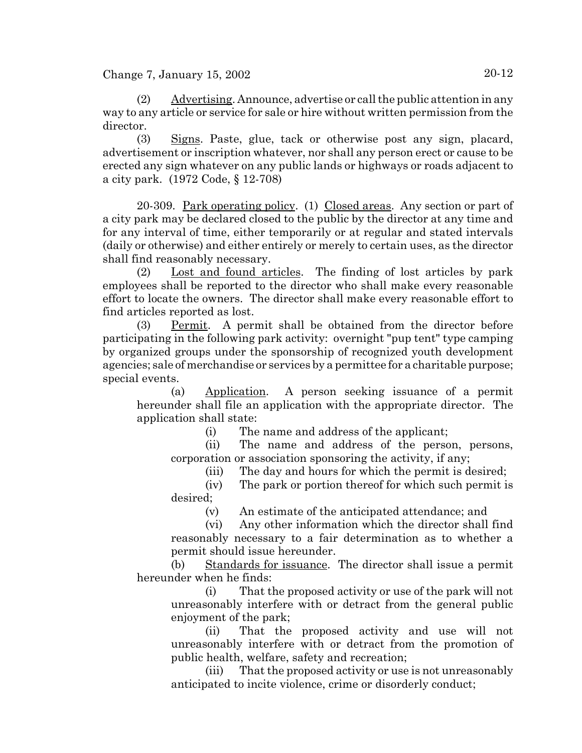(2) Advertising. Announce, advertise or call the public attention in any way to any article or service for sale or hire without written permission from the director.

(3) Signs. Paste, glue, tack or otherwise post any sign, placard, advertisement or inscription whatever, nor shall any person erect or cause to be erected any sign whatever on any public lands or highways or roads adjacent to a city park. (1972 Code, § 12-708)

20-309. Park operating policy. (1) Closed areas. Any section or part of a city park may be declared closed to the public by the director at any time and for any interval of time, either temporarily or at regular and stated intervals (daily or otherwise) and either entirely or merely to certain uses, as the director shall find reasonably necessary.

(2) Lost and found articles. The finding of lost articles by park employees shall be reported to the director who shall make every reasonable effort to locate the owners. The director shall make every reasonable effort to find articles reported as lost.

(3) Permit. A permit shall be obtained from the director before participating in the following park activity: overnight "pup tent" type camping by organized groups under the sponsorship of recognized youth development agencies; sale of merchandise or services by a permittee for a charitable purpose; special events.

(a) Application. A person seeking issuance of a permit hereunder shall file an application with the appropriate director. The application shall state:

(i) The name and address of the applicant;

(ii) The name and address of the person, persons, corporation or association sponsoring the activity, if any;

(iii) The day and hours for which the permit is desired;

(iv) The park or portion thereof for which such permit is desired;

(v) An estimate of the anticipated attendance; and

(vi) Any other information which the director shall find reasonably necessary to a fair determination as to whether a permit should issue hereunder.

(b) Standards for issuance. The director shall issue a permit hereunder when he finds:

(i) That the proposed activity or use of the park will not unreasonably interfere with or detract from the general public enjoyment of the park;

(ii) That the proposed activity and use will not unreasonably interfere with or detract from the promotion of public health, welfare, safety and recreation;

(iii) That the proposed activity or use is not unreasonably anticipated to incite violence, crime or disorderly conduct;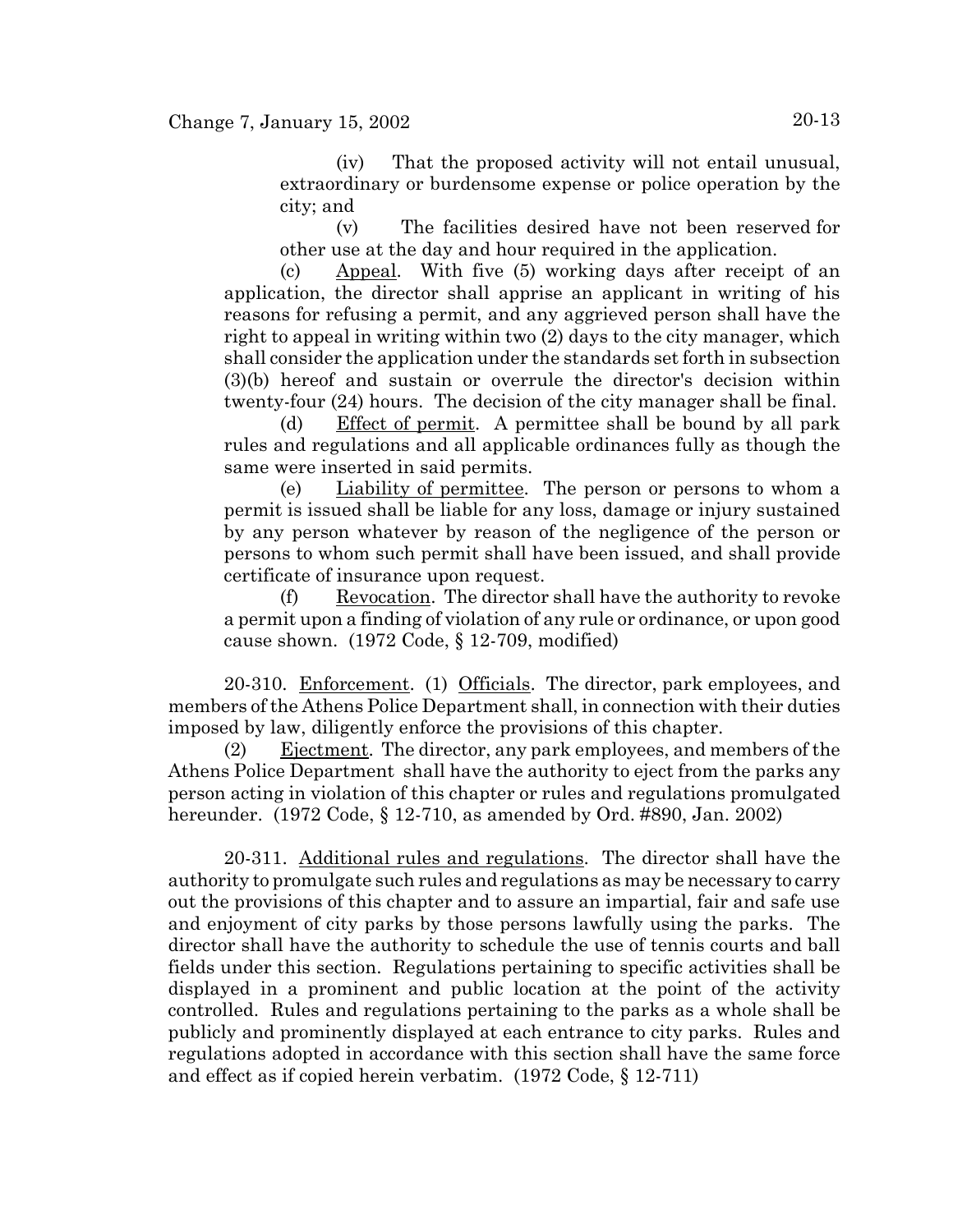(iv) That the proposed activity will not entail unusual, extraordinary or burdensome expense or police operation by the city; and

(v) The facilities desired have not been reserved for other use at the day and hour required in the application.

(c) Appeal. With five (5) working days after receipt of an application, the director shall apprise an applicant in writing of his reasons for refusing a permit, and any aggrieved person shall have the right to appeal in writing within two (2) days to the city manager, which shall consider the application under the standards set forth in subsection (3)(b) hereof and sustain or overrule the director's decision within twenty-four (24) hours. The decision of the city manager shall be final.

(d) Effect of permit. A permittee shall be bound by all park rules and regulations and all applicable ordinances fully as though the same were inserted in said permits.

(e) Liability of permittee. The person or persons to whom a permit is issued shall be liable for any loss, damage or injury sustained by any person whatever by reason of the negligence of the person or persons to whom such permit shall have been issued, and shall provide certificate of insurance upon request.

(f) Revocation. The director shall have the authority to revoke a permit upon a finding of violation of any rule or ordinance, or upon good cause shown. (1972 Code, § 12-709, modified)

20-310. Enforcement. (1) Officials. The director, park employees, and members of the Athens Police Department shall, in connection with their duties imposed by law, diligently enforce the provisions of this chapter.

(2) Ejectment. The director, any park employees, and members of the Athens Police Department shall have the authority to eject from the parks any person acting in violation of this chapter or rules and regulations promulgated hereunder. (1972 Code, § 12-710, as amended by Ord. #890, Jan. 2002)

20-311. Additional rules and regulations. The director shall have the authority to promulgate such rules and regulations as may be necessary to carry out the provisions of this chapter and to assure an impartial, fair and safe use and enjoyment of city parks by those persons lawfully using the parks. The director shall have the authority to schedule the use of tennis courts and ball fields under this section. Regulations pertaining to specific activities shall be displayed in a prominent and public location at the point of the activity controlled. Rules and regulations pertaining to the parks as a whole shall be publicly and prominently displayed at each entrance to city parks. Rules and regulations adopted in accordance with this section shall have the same force and effect as if copied herein verbatim. (1972 Code, § 12-711)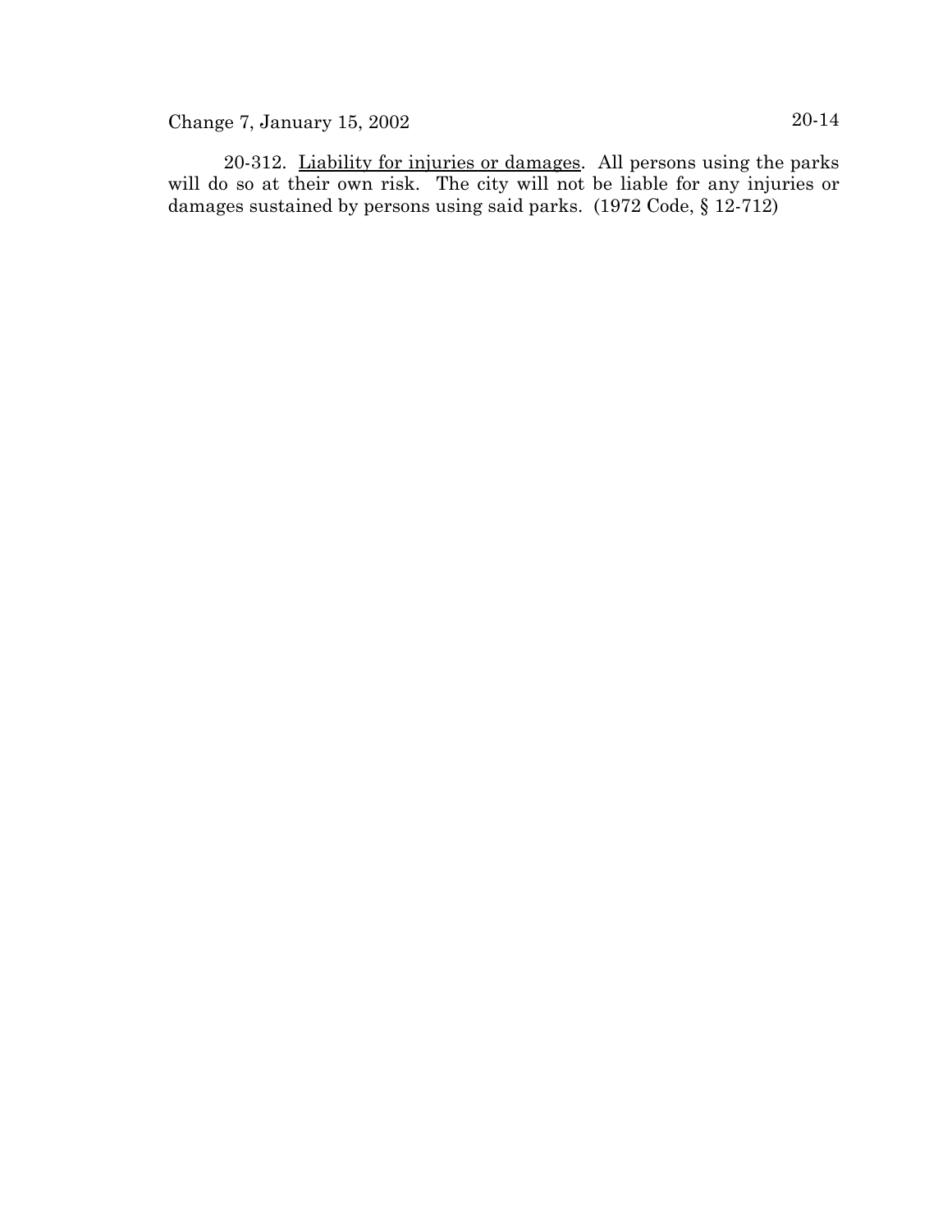20-312. Liability for injuries or damages. All persons using the parks will do so at their own risk. The city will not be liable for any injuries or damages sustained by persons using said parks. (1972 Code, § 12-712)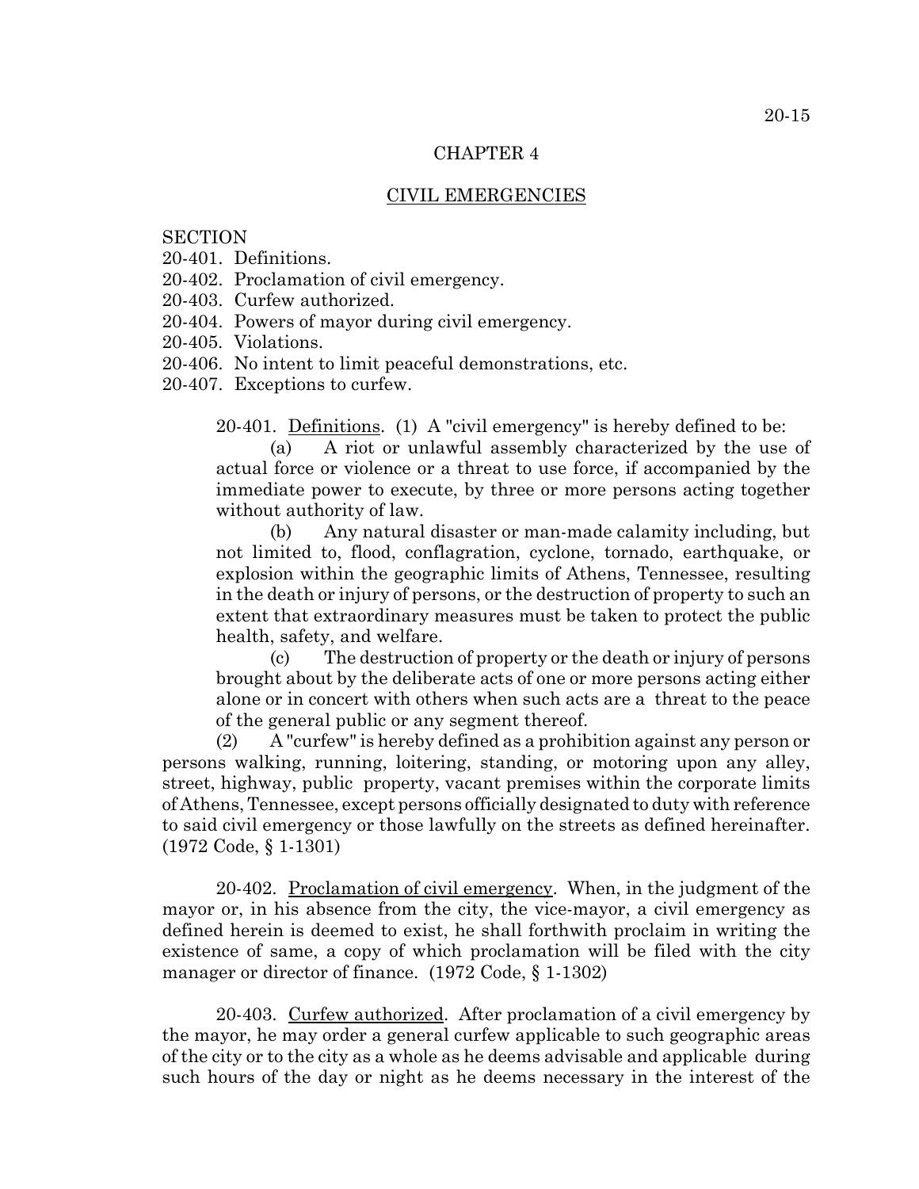# CHAPTER 4

## CIVIL EMERGENCIES

SECTION

20-401. Definitions.
20-402. Proclamation of civil emergency.
20-403. Curfew authorized.
20-404. Powers of mayor during civil emergency.
20-405. Violations.
20-406. No intent to limit peaceful demonstrations, etc.
20-407. Exceptions to curfew.

20-401. Definitions. (1) A "civil emergency" is hereby defined to be:

(a) A riot or unlawful assembly characterized by the use of actual force or violence or a threat to use force, if accompanied by the immediate power to execute, by three or more persons acting together without authority of law.

(b) Any natural disaster or man-made calamity including, but not limited to, flood, conflagration, cyclone, tornado, earthquake, or explosion within the geographic limits of Athens, Tennessee, resulting in the death or injury of persons, or the destruction of property to such an extent that extraordinary measures must be taken to protect the public health, safety, and welfare.

(c) The destruction of property or the death or injury of persons brought about by the deliberate acts of one or more persons acting either alone or in concert with others when such acts are a threat to the peace of the general public or any segment thereof.

(2) A "curfew" is hereby defined as a prohibition against any person or persons walking, running, loitering, standing, or motoring upon any alley, street, highway, public property, vacant premises within the corporate limits of Athens, Tennessee, except persons officially designated to duty with reference to said civil emergency or those lawfully on the streets as defined hereinafter. (1972 Code, § 1-1301)

20-402. Proclamation of civil emergency. When, in the judgment of the mayor or, in his absence from the city, the vice-mayor, a civil emergency as defined herein is deemed to exist, he shall forthwith proclaim in writing the existence of same, a copy of which proclamation will be filed with the city manager or director of finance. (1972 Code, § 1-1302)

20-403. Curfew authorized. After proclamation of a civil emergency by the mayor, he may order a general curfew applicable to such geographic areas of the city or to the city as a whole as he deems advisable and applicable during such hours of the day or night as he deems necessary in the interest of the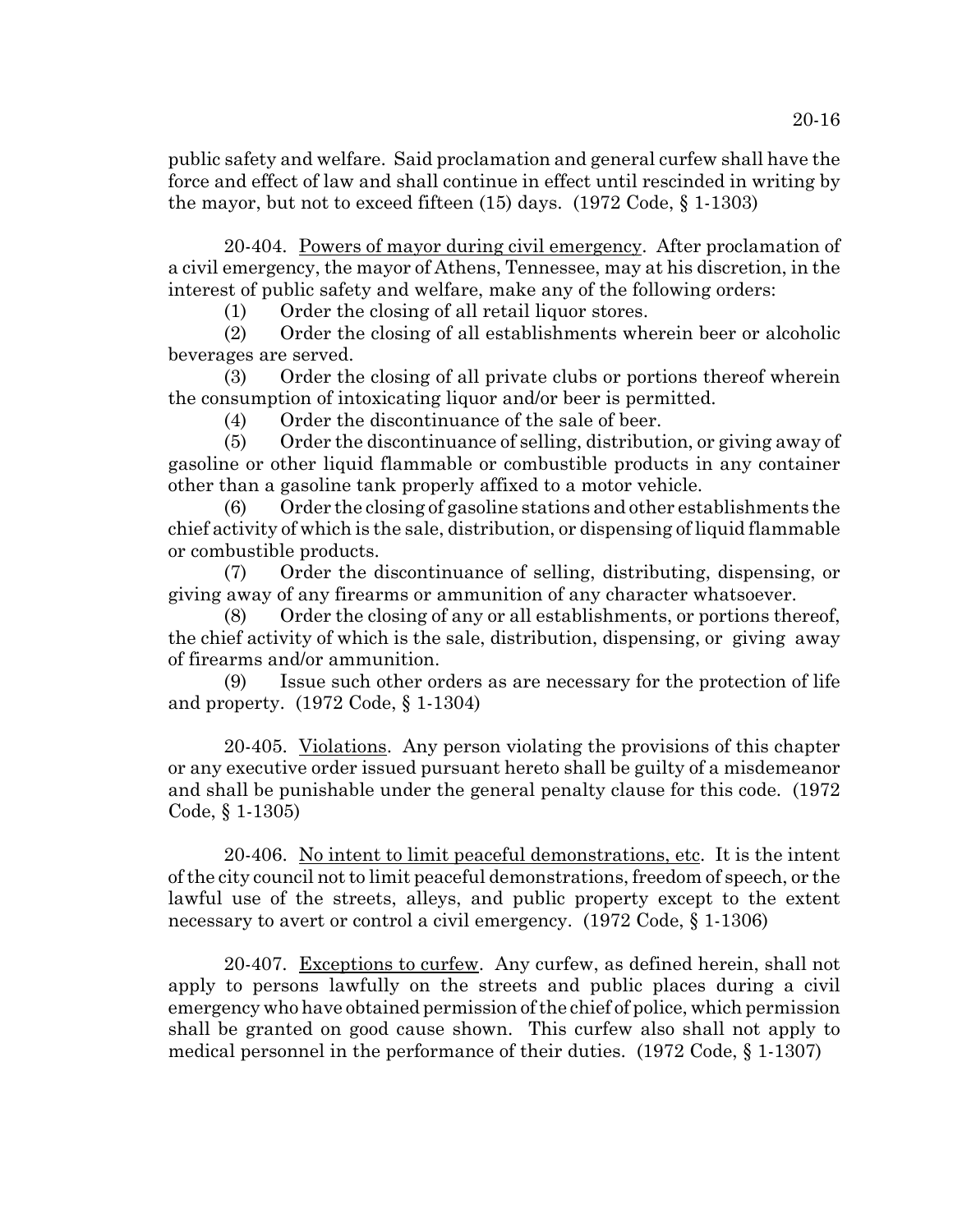public safety and welfare. Said proclamation and general curfew shall have the force and effect of law and shall continue in effect until rescinded in writing by the mayor, but not to exceed fifteen (15) days. (1972 Code, § 1-1303)

20-404. Powers of mayor during civil emergency. After proclamation of a civil emergency, the mayor of Athens, Tennessee, may at his discretion, in the interest of public safety and welfare, make any of the following orders:

(1) Order the closing of all retail liquor stores.

(2) Order the closing of all establishments wherein beer or alcoholic beverages are served.

(3) Order the closing of all private clubs or portions thereof wherein the consumption of intoxicating liquor and/or beer is permitted.

(4) Order the discontinuance of the sale of beer.

(5) Order the discontinuance of selling, distribution, or giving away of gasoline or other liquid flammable or combustible products in any container other than a gasoline tank properly affixed to a motor vehicle.

(6) Order the closing of gasoline stations and other establishments the chief activity of which is the sale, distribution, or dispensing of liquid flammable or combustible products.

(7) Order the discontinuance of selling, distributing, dispensing, or giving away of any firearms or ammunition of any character whatsoever.

(8) Order the closing of any or all establishments, or portions thereof, the chief activity of which is the sale, distribution, dispensing, or giving away of firearms and/or ammunition.

(9) Issue such other orders as are necessary for the protection of life and property. (1972 Code, § 1-1304)

20-405. Violations. Any person violating the provisions of this chapter or any executive order issued pursuant hereto shall be guilty of a misdemeanor and shall be punishable under the general penalty clause for this code. (1972 Code, § 1-1305)

20-406. No intent to limit peaceful demonstrations, etc. It is the intent of the city council not to limit peaceful demonstrations, freedom of speech, or the lawful use of the streets, alleys, and public property except to the extent necessary to avert or control a civil emergency. (1972 Code, § 1-1306)

20-407. Exceptions to curfew. Any curfew, as defined herein, shall not apply to persons lawfully on the streets and public places during a civil emergency who have obtained permission of the chief of police, which permission shall be granted on good cause shown. This curfew also shall not apply to medical personnel in the performance of their duties. (1972 Code, § 1-1307)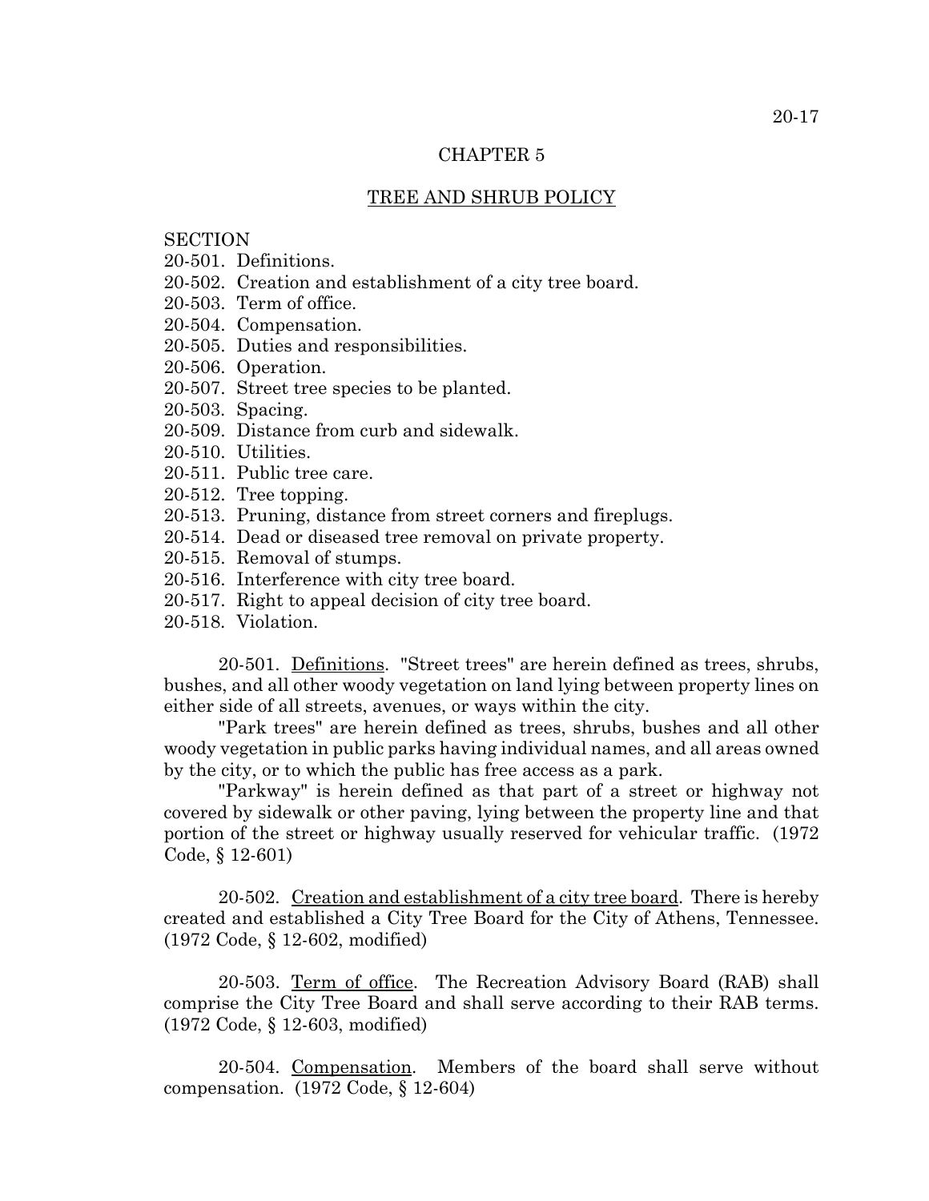# CHAPTER 5

## TREE AND SHRUB POLICY

SECTION
20-501. Definitions.
20-502. Creation and establishment of a city tree board.
20-503. Term of office.
20-504. Compensation.
20-505. Duties and responsibilities.
20-506. Operation.
20-507. Street tree species to be planted.
20-503. Spacing.
20-509. Distance from curb and sidewalk.
20-510. Utilities.
20-511. Public tree care.
20-512. Tree topping.
20-513. Pruning, distance from street corners and fireplugs.
20-514. Dead or diseased tree removal on private property.
20-515. Removal of stumps.
20-516. Interference with city tree board.
20-517. Right to appeal decision of city tree board.
20-518. Violation.

20-501. Definitions. "Street trees" are herein defined as trees, shrubs, bushes, and all other woody vegetation on land lying between property lines on either side of all streets, avenues, or ways within the city.

"Park trees" are herein defined as trees, shrubs, bushes and all other woody vegetation in public parks having individual names, and all areas owned by the city, or to which the public has free access as a park.

"Parkway" is herein defined as that part of a street or highway not covered by sidewalk or other paving, lying between the property line and that portion of the street or highway usually reserved for vehicular traffic. (1972 Code, § 12-601)

20-502. Creation and establishment of a city tree board. There is hereby created and established a City Tree Board for the City of Athens, Tennessee. (1972 Code, § 12-602, modified)

20-503. Term of office. The Recreation Advisory Board (RAB) shall comprise the City Tree Board and shall serve according to their RAB terms. (1972 Code, § 12-603, modified)

20-504. Compensation. Members of the board shall serve without compensation. (1972 Code, § 12-604)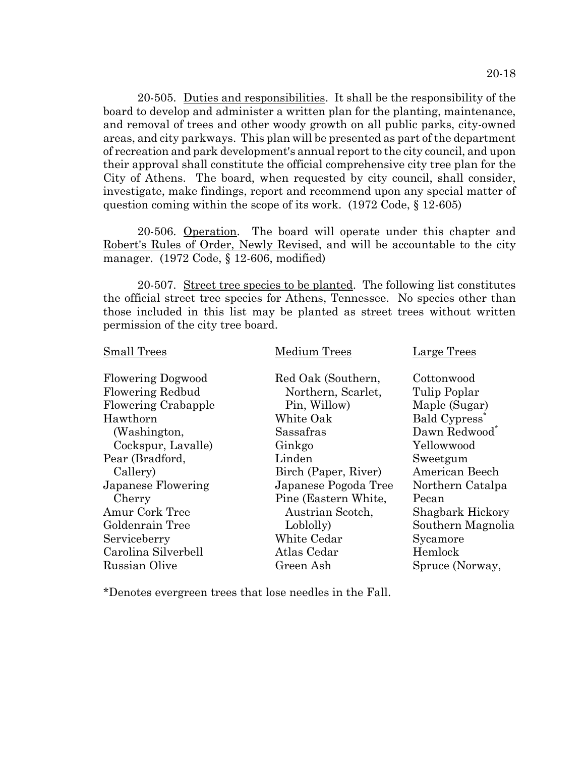20-505. <u>Duties and responsibilities</u>. It shall be the responsibility of the board to develop and administer a written plan for the planting, maintenance, and removal of trees and other woody growth on all public parks, city-owned areas, and city parkways. This plan will be presented as part of the department of recreation and park development's annual report to the city council, and upon their approval shall constitute the official comprehensive city tree plan for the City of Athens. The board, when requested by city council, shall consider, investigate, make findings, report and recommend upon any special matter of question coming within the scope of its work. (1972 Code, § 12-605)

20-506. <u>Operation</u>. The board will operate under this chapter and <u>Robert's Rules of Order, Newly Revised</u>, and will be accountable to the city manager. (1972 Code, § 12-606, modified)

20-507. <u>Street tree species to be planted</u>. The following list constitutes the official street tree species for Athens, Tennessee. No species other than those included in this list may be planted as street trees without written permission of the city tree board.

| Small Trees | Medium Trees | Large Trees |
|---|---|---|
| Flowering Dogwood | Red Oak (Southern, Northern, Scarlet, Pin, Willow) | Cottonwood |
| Flowering Redbud | White Oak | Tulip Poplar |
| Flowering Crabapple | Sassafras | Maple (Sugar) |
| Hawthorn (Washington, Cockspur, Lavalle) | Ginkgo | Bald Cypress* |
| Pear (Bradford, Callery) | Linden | Dawn Redwood* |
| Japanese Flowering Cherry | Birch (Paper, River) | Yellowwood |
| Amur Cork Tree | Japanese Pogoda Tree | Sweetgum |
| Goldenrain Tree | Pine (Eastern White, Austrian Scotch, Loblolly) | American Beech |
| Serviceberry | White Cedar | Northern Catalpa |
| Carolina Silverbell | Atlas Cedar | Pecan |
| Russian Olive | Green Ash | Shagbark Hickory |
| | | Southern Magnolia |
| | | Sycamore |
| | | Hemlock |
| | | Spruce (Norway, |

*Denotes evergreen trees that lose needles in the Fall.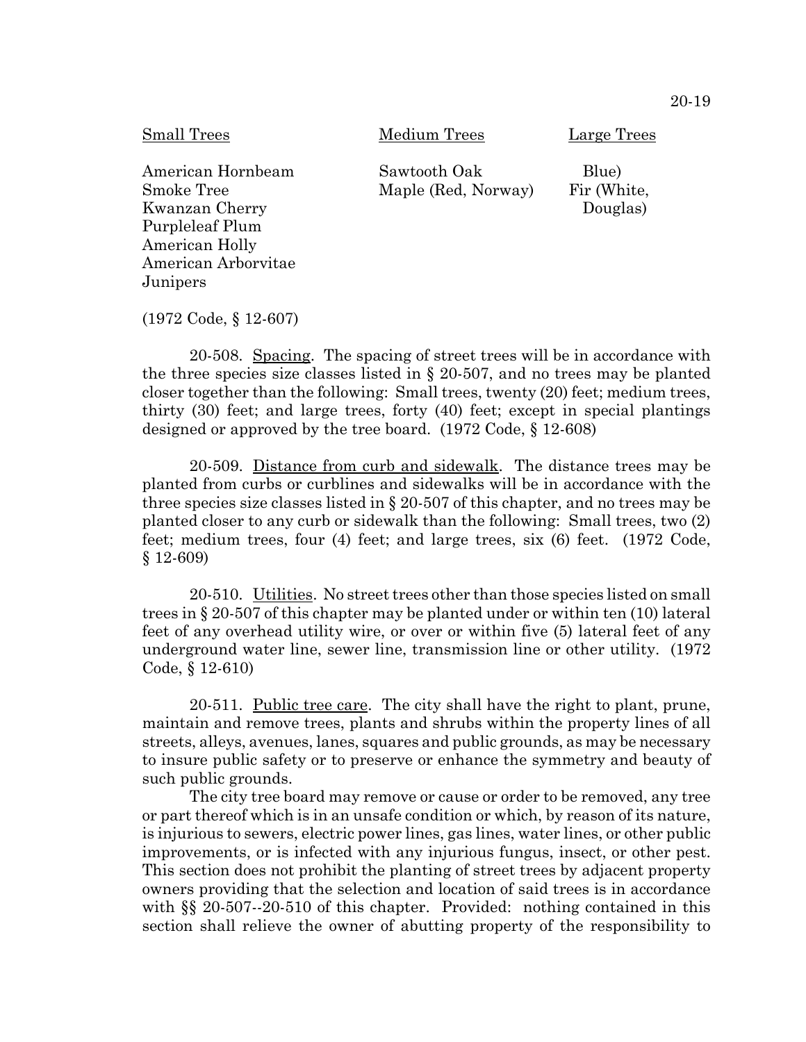| Small Trees | Medium Trees | Large Trees |
|---|---|---|
| American Hornbeam | Sawtooth Oak | Blue) |
| Smoke Tree | Maple (Red, Norway) | Fir (White, |
| Kwanzan Cherry | | Douglas) |
| Purpleleaf Plum | | |
| American Holly | | |
| American Arborvitae | | |
| Junipers | | |

(1972 Code, § 12-607)

20-508. Spacing. The spacing of street trees will be in accordance with the three species size classes listed in § 20-507, and no trees may be planted closer together than the following: Small trees, twenty (20) feet; medium trees, thirty (30) feet; and large trees, forty (40) feet; except in special plantings designed or approved by the tree board. (1972 Code, § 12-608)

20-509. Distance from curb and sidewalk. The distance trees may be planted from curbs or curblines and sidewalks will be in accordance with the three species size classes listed in § 20-507 of this chapter, and no trees may be planted closer to any curb or sidewalk than the following: Small trees, two (2) feet; medium trees, four (4) feet; and large trees, six (6) feet. (1972 Code, § 12-609)

20-510. Utilities. No street trees other than those species listed on small trees in § 20-507 of this chapter may be planted under or within ten (10) lateral feet of any overhead utility wire, or over or within five (5) lateral feet of any underground water line, sewer line, transmission line or other utility. (1972 Code, § 12-610)

20-511. Public tree care. The city shall have the right to plant, prune, maintain and remove trees, plants and shrubs within the property lines of all streets, alleys, avenues, lanes, squares and public grounds, as may be necessary to insure public safety or to preserve or enhance the symmetry and beauty of such public grounds.

The city tree board may remove or cause or order to be removed, any tree or part thereof which is in an unsafe condition or which, by reason of its nature, is injurious to sewers, electric power lines, gas lines, water lines, or other public improvements, or is infected with any injurious fungus, insect, or other pest. This section does not prohibit the planting of street trees by adjacent property owners providing that the selection and location of said trees is in accordance with §§ 20-507--20-510 of this chapter. Provided: nothing contained in this section shall relieve the owner of abutting property of the responsibility to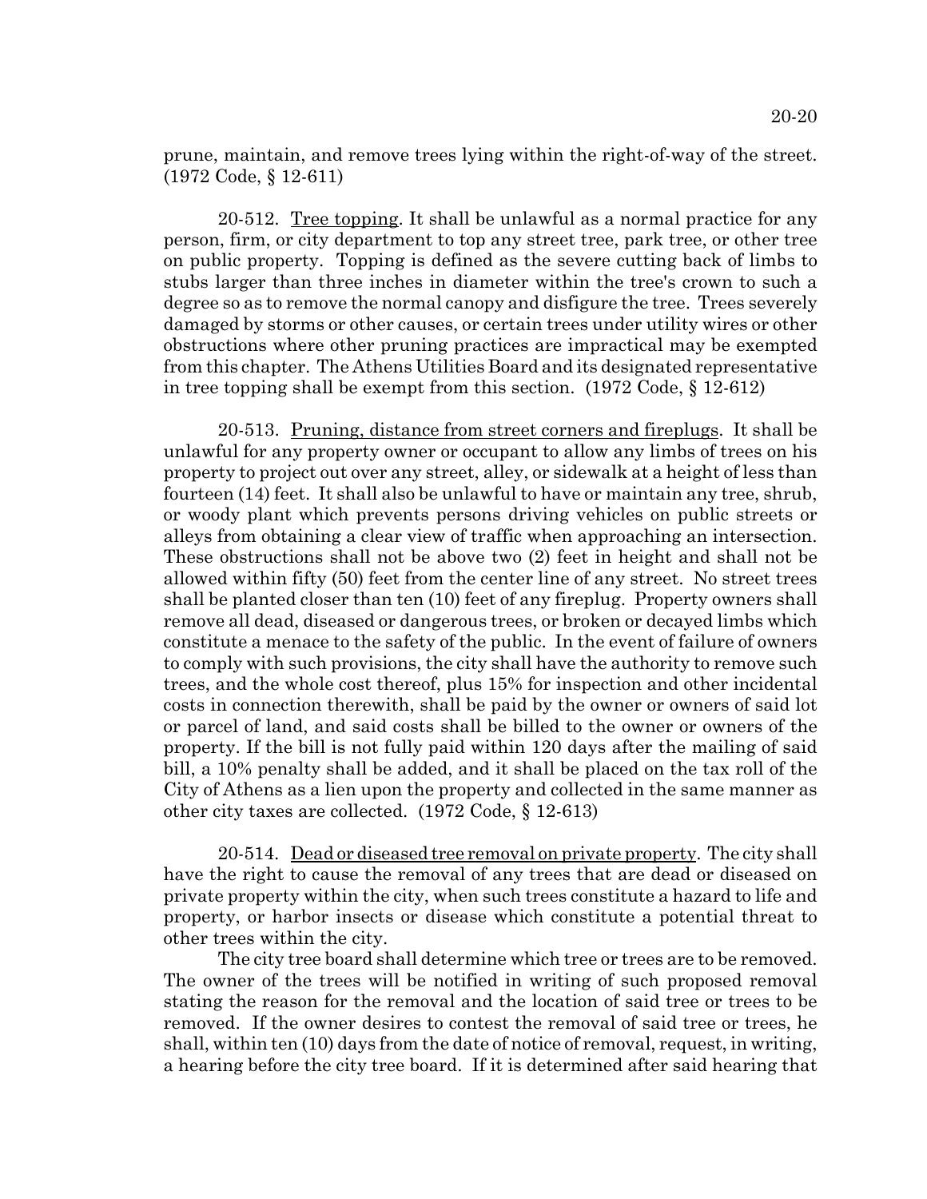prune, maintain, and remove trees lying within the right-of-way of the street. (1972 Code, § 12-611)

20-512. Tree topping. It shall be unlawful as a normal practice for any person, firm, or city department to top any street tree, park tree, or other tree on public property. Topping is defined as the severe cutting back of limbs to stubs larger than three inches in diameter within the tree's crown to such a degree so as to remove the normal canopy and disfigure the tree. Trees severely damaged by storms or other causes, or certain trees under utility wires or other obstructions where other pruning practices are impractical may be exempted from this chapter. The Athens Utilities Board and its designated representative in tree topping shall be exempt from this section. (1972 Code, § 12-612)

20-513. Pruning, distance from street corners and fireplugs. It shall be unlawful for any property owner or occupant to allow any limbs of trees on his property to project out over any street, alley, or sidewalk at a height of less than fourteen (14) feet. It shall also be unlawful to have or maintain any tree, shrub, or woody plant which prevents persons driving vehicles on public streets or alleys from obtaining a clear view of traffic when approaching an intersection. These obstructions shall not be above two (2) feet in height and shall not be allowed within fifty (50) feet from the center line of any street. No street trees shall be planted closer than ten (10) feet of any fireplug. Property owners shall remove all dead, diseased or dangerous trees, or broken or decayed limbs which constitute a menace to the safety of the public. In the event of failure of owners to comply with such provisions, the city shall have the authority to remove such trees, and the whole cost thereof, plus 15% for inspection and other incidental costs in connection therewith, shall be paid by the owner or owners of said lot or parcel of land, and said costs shall be billed to the owner or owners of the property. If the bill is not fully paid within 120 days after the mailing of said bill, a 10% penalty shall be added, and it shall be placed on the tax roll of the City of Athens as a lien upon the property and collected in the same manner as other city taxes are collected. (1972 Code, § 12-613)

20-514. Dead or diseased tree removal on private property. The city shall have the right to cause the removal of any trees that are dead or diseased on private property within the city, when such trees constitute a hazard to life and property, or harbor insects or disease which constitute a potential threat to other trees within the city.

The city tree board shall determine which tree or trees are to be removed. The owner of the trees will be notified in writing of such proposed removal stating the reason for the removal and the location of said tree or trees to be removed. If the owner desires to contest the removal of said tree or trees, he shall, within ten (10) days from the date of notice of removal, request, in writing, a hearing before the city tree board. If it is determined after said hearing that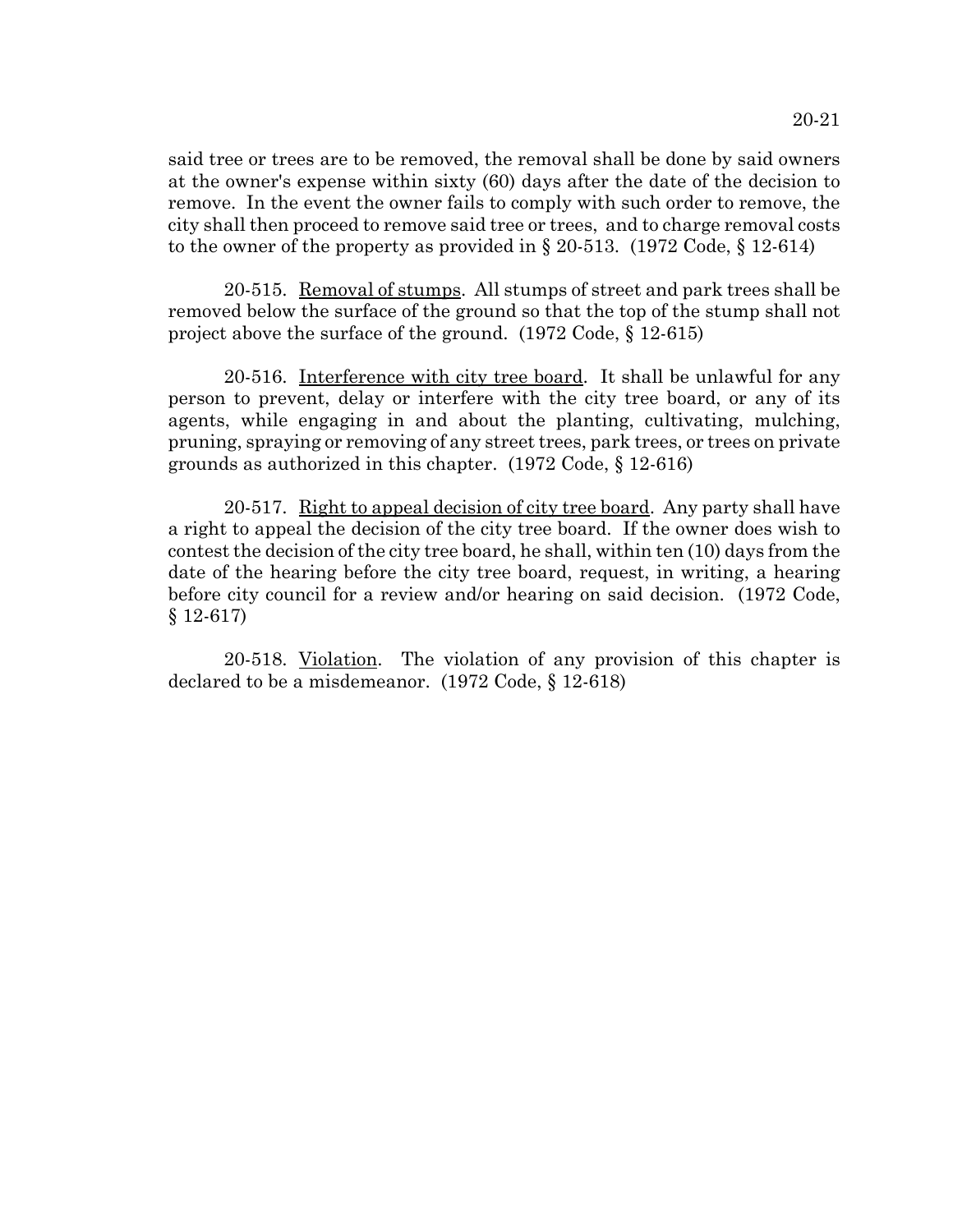said tree or trees are to be removed, the removal shall be done by said owners at the owner's expense within sixty (60) days after the date of the decision to remove. In the event the owner fails to comply with such order to remove, the city shall then proceed to remove said tree or trees, and to charge removal costs to the owner of the property as provided in § 20-513. (1972 Code, § 12-614)

20-515. Removal of stumps. All stumps of street and park trees shall be removed below the surface of the ground so that the top of the stump shall not project above the surface of the ground. (1972 Code, § 12-615)

20-516. Interference with city tree board. It shall be unlawful for any person to prevent, delay or interfere with the city tree board, or any of its agents, while engaging in and about the planting, cultivating, mulching, pruning, spraying or removing of any street trees, park trees, or trees on private grounds as authorized in this chapter. (1972 Code, § 12-616)

20-517. Right to appeal decision of city tree board. Any party shall have a right to appeal the decision of the city tree board. If the owner does wish to contest the decision of the city tree board, he shall, within ten (10) days from the date of the hearing before the city tree board, request, in writing, a hearing before city council for a review and/or hearing on said decision. (1972 Code, § 12-617)

20-518. Violation. The violation of any provision of this chapter is declared to be a misdemeanor. (1972 Code, § 12-618)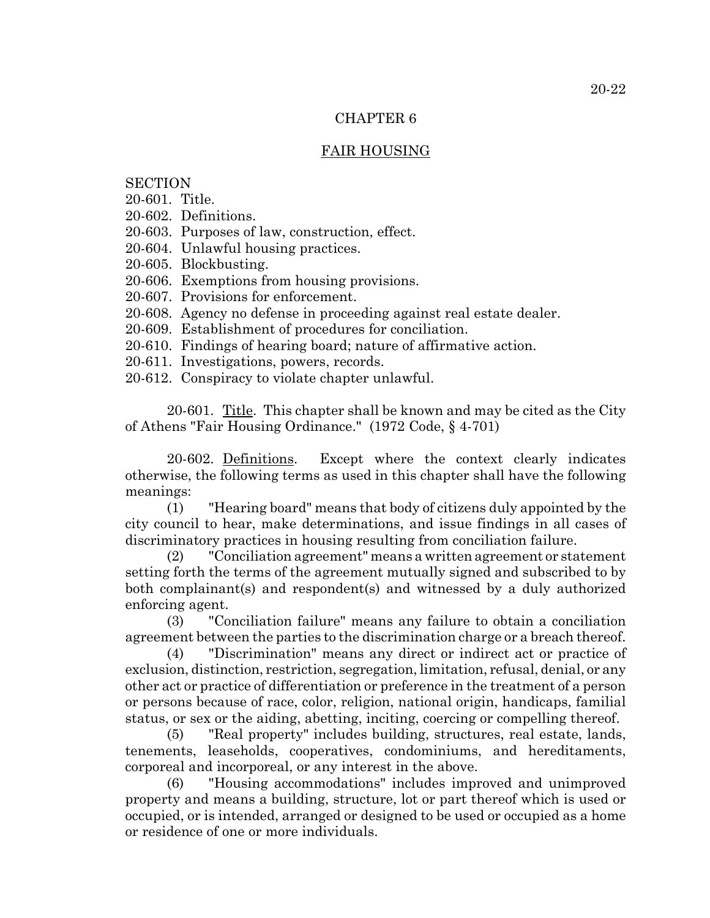## CHAPTER 6

## FAIR HOUSING

SECTION
20-601. Title.
20-602. Definitions.
20-603. Purposes of law, construction, effect.
20-604. Unlawful housing practices.
20-605. Blockbusting.
20-606. Exemptions from housing provisions.
20-607. Provisions for enforcement.
20-608. Agency no defense in proceeding against real estate dealer.
20-609. Establishment of procedures for conciliation.
20-610. Findings of hearing board; nature of affirmative action.
20-611. Investigations, powers, records.
20-612. Conspiracy to violate chapter unlawful.

20-601. Title. This chapter shall be known and may be cited as the City of Athens "Fair Housing Ordinance." (1972 Code, § 4-701)

20-602. Definitions. Except where the context clearly indicates otherwise, the following terms as used in this chapter shall have the following meanings:

(1) "Hearing board" means that body of citizens duly appointed by the city council to hear, make determinations, and issue findings in all cases of discriminatory practices in housing resulting from conciliation failure.

(2) "Conciliation agreement" means a written agreement or statement setting forth the terms of the agreement mutually signed and subscribed to by both complainant(s) and respondent(s) and witnessed by a duly authorized enforcing agent.

(3) "Conciliation failure" means any failure to obtain a conciliation agreement between the parties to the discrimination charge or a breach thereof.

(4) "Discrimination" means any direct or indirect act or practice of exclusion, distinction, restriction, segregation, limitation, refusal, denial, or any other act or practice of differentiation or preference in the treatment of a person or persons because of race, color, religion, national origin, handicaps, familial status, or sex or the aiding, abetting, inciting, coercing or compelling thereof.

(5) "Real property" includes building, structures, real estate, lands, tenements, leaseholds, cooperatives, condominiums, and hereditaments, corporeal and incorporeal, or any interest in the above.

(6) "Housing accommodations" includes improved and unimproved property and means a building, structure, lot or part thereof which is used or occupied, or is intended, arranged or designed to be used or occupied as a home or residence of one or more individuals.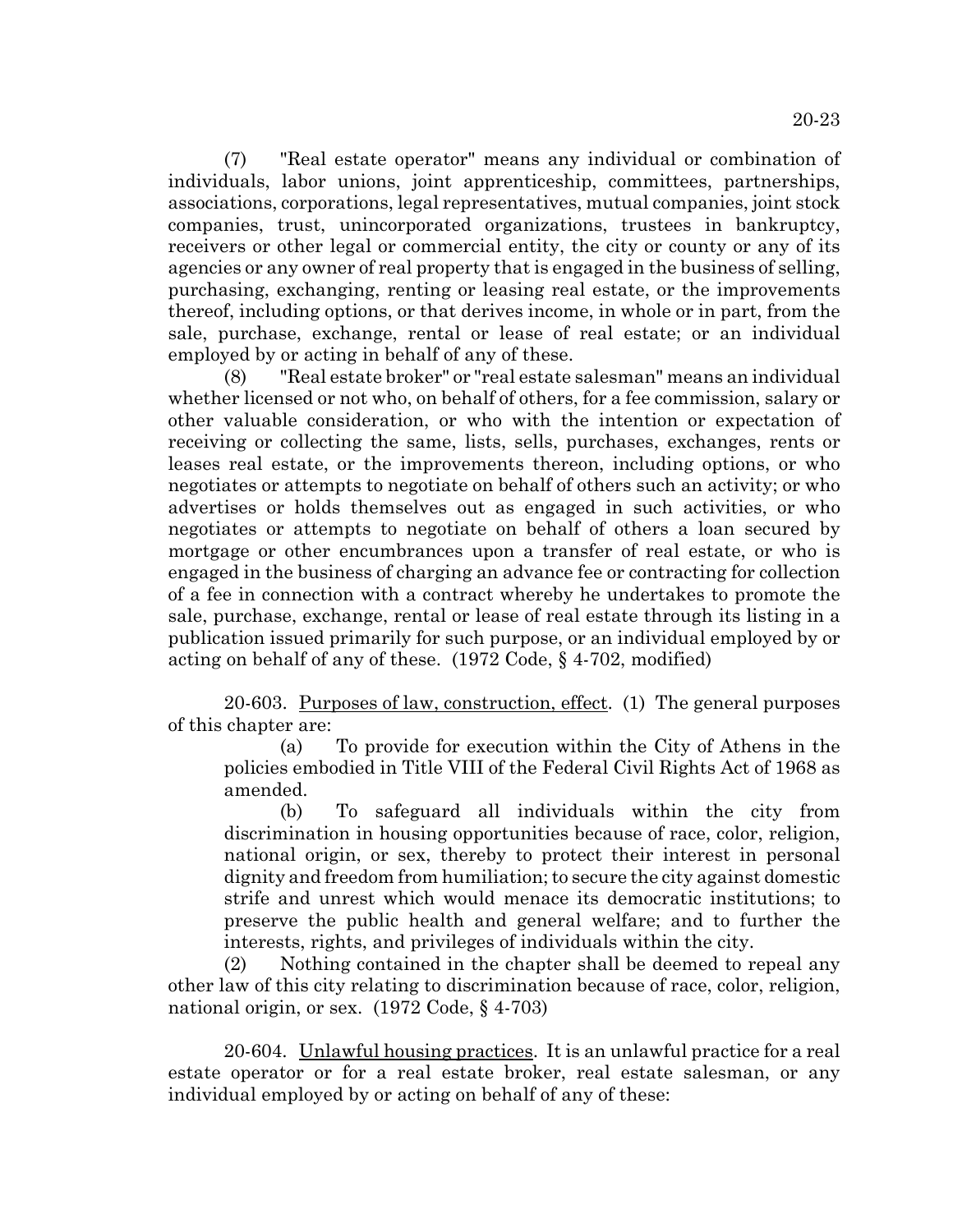(7) "Real estate operator" means any individual or combination of individuals, labor unions, joint apprenticeship, committees, partnerships, associations, corporations, legal representatives, mutual companies, joint stock companies, trust, unincorporated organizations, trustees in bankruptcy, receivers or other legal or commercial entity, the city or county or any of its agencies or any owner of real property that is engaged in the business of selling, purchasing, exchanging, renting or leasing real estate, or the improvements thereof, including options, or that derives income, in whole or in part, from the sale, purchase, exchange, rental or lease of real estate; or an individual employed by or acting in behalf of any of these.

(8) "Real estate broker" or "real estate salesman" means an individual whether licensed or not who, on behalf of others, for a fee commission, salary or other valuable consideration, or who with the intention or expectation of receiving or collecting the same, lists, sells, purchases, exchanges, rents or leases real estate, or the improvements thereon, including options, or who negotiates or attempts to negotiate on behalf of others such an activity; or who advertises or holds themselves out as engaged in such activities, or who negotiates or attempts to negotiate on behalf of others a loan secured by mortgage or other encumbrances upon a transfer of real estate, or who is engaged in the business of charging an advance fee or contracting for collection of a fee in connection with a contract whereby he undertakes to promote the sale, purchase, exchange, rental or lease of real estate through its listing in a publication issued primarily for such purpose, or an individual employed by or acting on behalf of any of these. (1972 Code, § 4-702, modified)

20-603. Purposes of law, construction, effect. (1) The general purposes of this chapter are:

(a) To provide for execution within the City of Athens in the policies embodied in Title VIII of the Federal Civil Rights Act of 1968 as amended.

(b) To safeguard all individuals within the city from discrimination in housing opportunities because of race, color, religion, national origin, or sex, thereby to protect their interest in personal dignity and freedom from humiliation; to secure the city against domestic strife and unrest which would menace its democratic institutions; to preserve the public health and general welfare; and to further the interests, rights, and privileges of individuals within the city.

(2) Nothing contained in the chapter shall be deemed to repeal any other law of this city relating to discrimination because of race, color, religion, national origin, or sex. (1972 Code, § 4-703)

20-604. Unlawful housing practices. It is an unlawful practice for a real estate operator or for a real estate broker, real estate salesman, or any individual employed by or acting on behalf of any of these: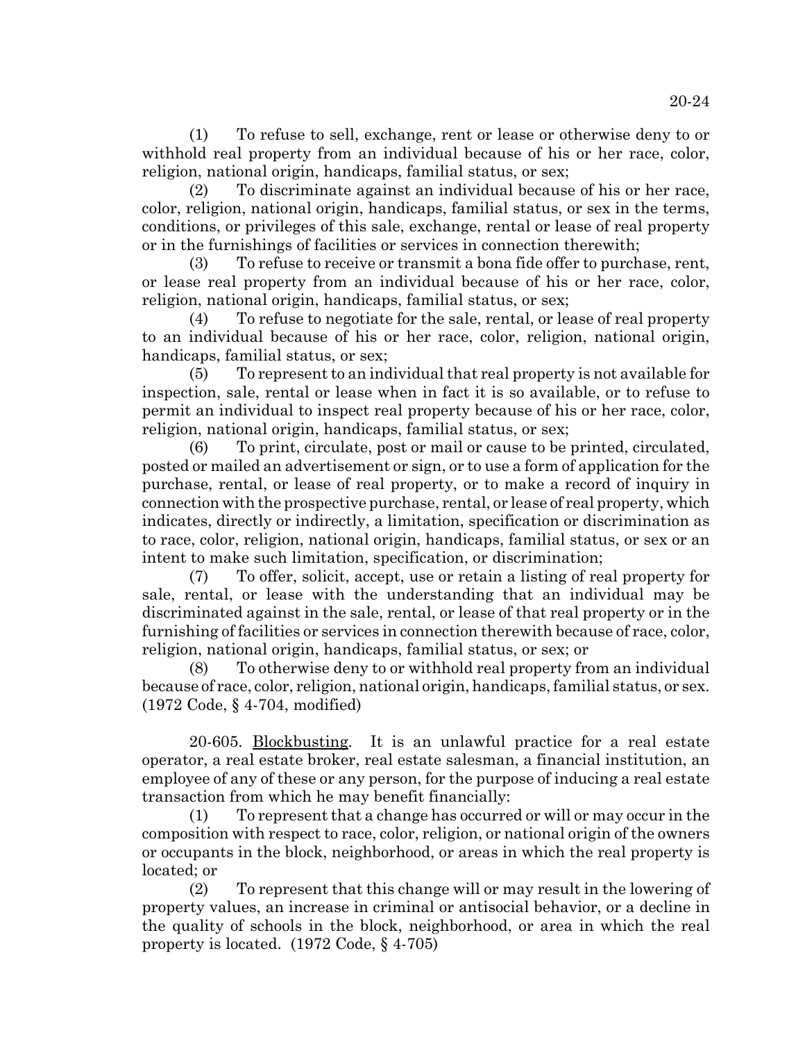(1) To refuse to sell, exchange, rent or lease or otherwise deny to or withhold real property from an individual because of his or her race, color, religion, national origin, handicaps, familial status, or sex;

(2) To discriminate against an individual because of his or her race, color, religion, national origin, handicaps, familial status, or sex in the terms, conditions, or privileges of this sale, exchange, rental or lease of real property or in the furnishings of facilities or services in connection therewith;

(3) To refuse to receive or transmit a bona fide offer to purchase, rent, or lease real property from an individual because of his or her race, color, religion, national origin, handicaps, familial status, or sex;

(4) To refuse to negotiate for the sale, rental, or lease of real property to an individual because of his or her race, color, religion, national origin, handicaps, familial status, or sex;

(5) To represent to an individual that real property is not available for inspection, sale, rental or lease when in fact it is so available, or to refuse to permit an individual to inspect real property because of his or her race, color, religion, national origin, handicaps, familial status, or sex;

(6) To print, circulate, post or mail or cause to be printed, circulated, posted or mailed an advertisement or sign, or to use a form of application for the purchase, rental, or lease of real property, or to make a record of inquiry in connection with the prospective purchase, rental, or lease of real property, which indicates, directly or indirectly, a limitation, specification or discrimination as to race, color, religion, national origin, handicaps, familial status, or sex or an intent to make such limitation, specification, or discrimination;

(7) To offer, solicit, accept, use or retain a listing of real property for sale, rental, or lease with the understanding that an individual may be discriminated against in the sale, rental, or lease of that real property or in the furnishing of facilities or services in connection therewith because of race, color, religion, national origin, handicaps, familial status, or sex; or

(8) To otherwise deny to or withhold real property from an individual because of race, color, religion, national origin, handicaps, familial status, or sex. (1972 Code, § 4-704, modified)

20-605. Blockbusting. It is an unlawful practice for a real estate operator, a real estate broker, real estate salesman, a financial institution, an employee of any of these or any person, for the purpose of inducing a real estate transaction from which he may benefit financially:

(1) To represent that a change has occurred or will or may occur in the composition with respect to race, color, religion, or national origin of the owners or occupants in the block, neighborhood, or areas in which the real property is located; or

(2) To represent that this change will or may result in the lowering of property values, an increase in criminal or antisocial behavior, or a decline in the quality of schools in the block, neighborhood, or area in which the real property is located. (1972 Code, § 4-705)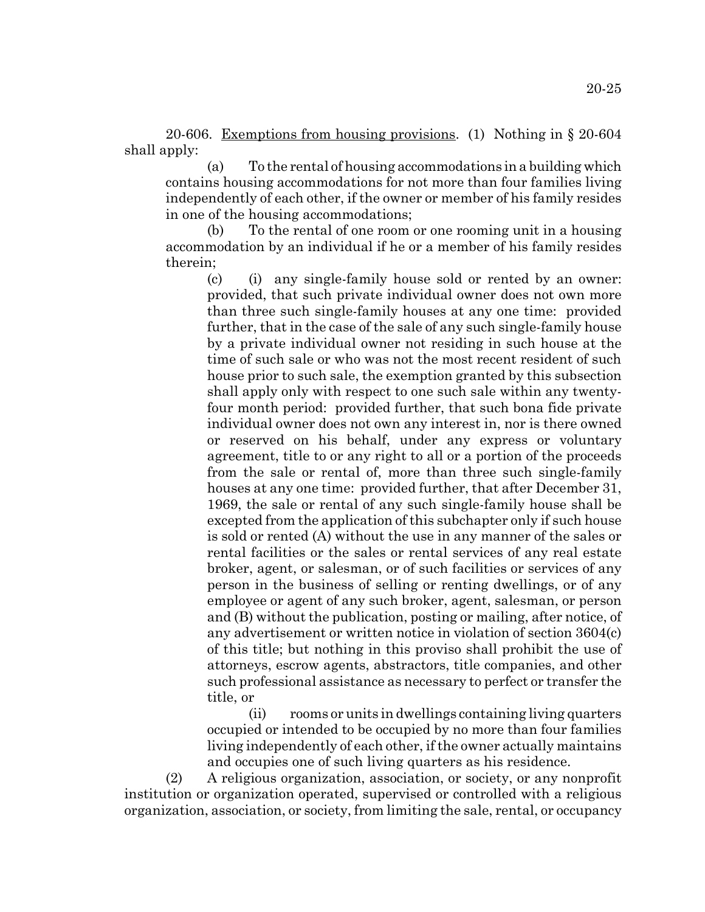20-606. Exemptions from housing provisions. (1) Nothing in § 20-604 shall apply:

(a) To the rental of housing accommodations in a building which contains housing accommodations for not more than four families living independently of each other, if the owner or member of his family resides in one of the housing accommodations;

(b) To the rental of one room or one rooming unit in a housing accommodation by an individual if he or a member of his family resides therein;

(c) (i) any single-family house sold or rented by an owner: provided, that such private individual owner does not own more than three such single-family houses at any one time: provided further, that in the case of the sale of any such single-family house by a private individual owner not residing in such house at the time of such sale or who was not the most recent resident of such house prior to such sale, the exemption granted by this subsection shall apply only with respect to one such sale within any twenty-four month period: provided further, that such bona fide private individual owner does not own any interest in, nor is there owned or reserved on his behalf, under any express or voluntary agreement, title to or any right to all or a portion of the proceeds from the sale or rental of, more than three such single-family houses at any one time: provided further, that after December 31, 1969, the sale or rental of any such single-family house shall be excepted from the application of this subchapter only if such house is sold or rented (A) without the use in any manner of the sales or rental facilities or the sales or rental services of any real estate broker, agent, or salesman, or of such facilities or services of any person in the business of selling or renting dwellings, or of any employee or agent of any such broker, agent, salesman, or person and (B) without the publication, posting or mailing, after notice, of any advertisement or written notice in violation of section 3604(c) of this title; but nothing in this proviso shall prohibit the use of attorneys, escrow agents, abstractors, title companies, and other such professional assistance as necessary to perfect or transfer the title, or

(ii) rooms or units in dwellings containing living quarters occupied or intended to be occupied by no more than four families living independently of each other, if the owner actually maintains and occupies one of such living quarters as his residence.

(2) A religious organization, association, or society, or any nonprofit institution or organization operated, supervised or controlled with a religious organization, association, or society, from limiting the sale, rental, or occupancy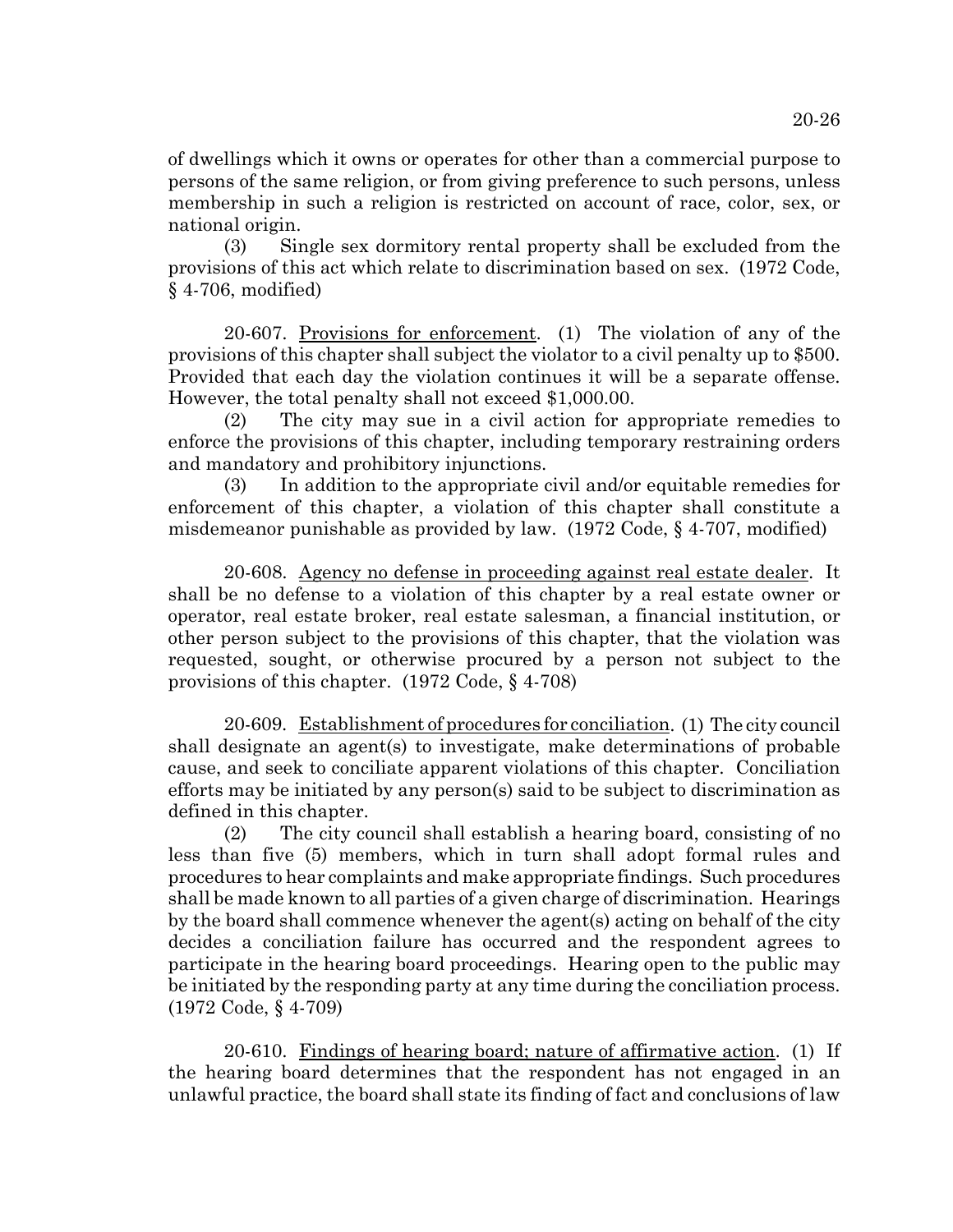of dwellings which it owns or operates for other than a commercial purpose to persons of the same religion, or from giving preference to such persons, unless membership in such a religion is restricted on account of race, color, sex, or national origin.

(3) Single sex dormitory rental property shall be excluded from the provisions of this act which relate to discrimination based on sex. (1972 Code, § 4-706, modified)

20-607. Provisions for enforcement. (1) The violation of any of the provisions of this chapter shall subject the violator to a civil penalty up to $500. Provided that each day the violation continues it will be a separate offense. However, the total penalty shall not exceed $1,000.00.

(2) The city may sue in a civil action for appropriate remedies to enforce the provisions of this chapter, including temporary restraining orders and mandatory and prohibitory injunctions.

(3) In addition to the appropriate civil and/or equitable remedies for enforcement of this chapter, a violation of this chapter shall constitute a misdemeanor punishable as provided by law. (1972 Code, § 4-707, modified)

20-608. Agency no defense in proceeding against real estate dealer. It shall be no defense to a violation of this chapter by a real estate owner or operator, real estate broker, real estate salesman, a financial institution, or other person subject to the provisions of this chapter, that the violation was requested, sought, or otherwise procured by a person not subject to the provisions of this chapter. (1972 Code, § 4-708)

20-609. Establishment of procedures for conciliation. (1) The city council shall designate an agent(s) to investigate, make determinations of probable cause, and seek to conciliate apparent violations of this chapter. Conciliation efforts may be initiated by any person(s) said to be subject to discrimination as defined in this chapter.

(2) The city council shall establish a hearing board, consisting of no less than five (5) members, which in turn shall adopt formal rules and procedures to hear complaints and make appropriate findings. Such procedures shall be made known to all parties of a given charge of discrimination. Hearings by the board shall commence whenever the agent(s) acting on behalf of the city decides a conciliation failure has occurred and the respondent agrees to participate in the hearing board proceedings. Hearing open to the public may be initiated by the responding party at any time during the conciliation process. (1972 Code, § 4-709)

20-610. Findings of hearing board; nature of affirmative action. (1) If the hearing board determines that the respondent has not engaged in an unlawful practice, the board shall state its finding of fact and conclusions of law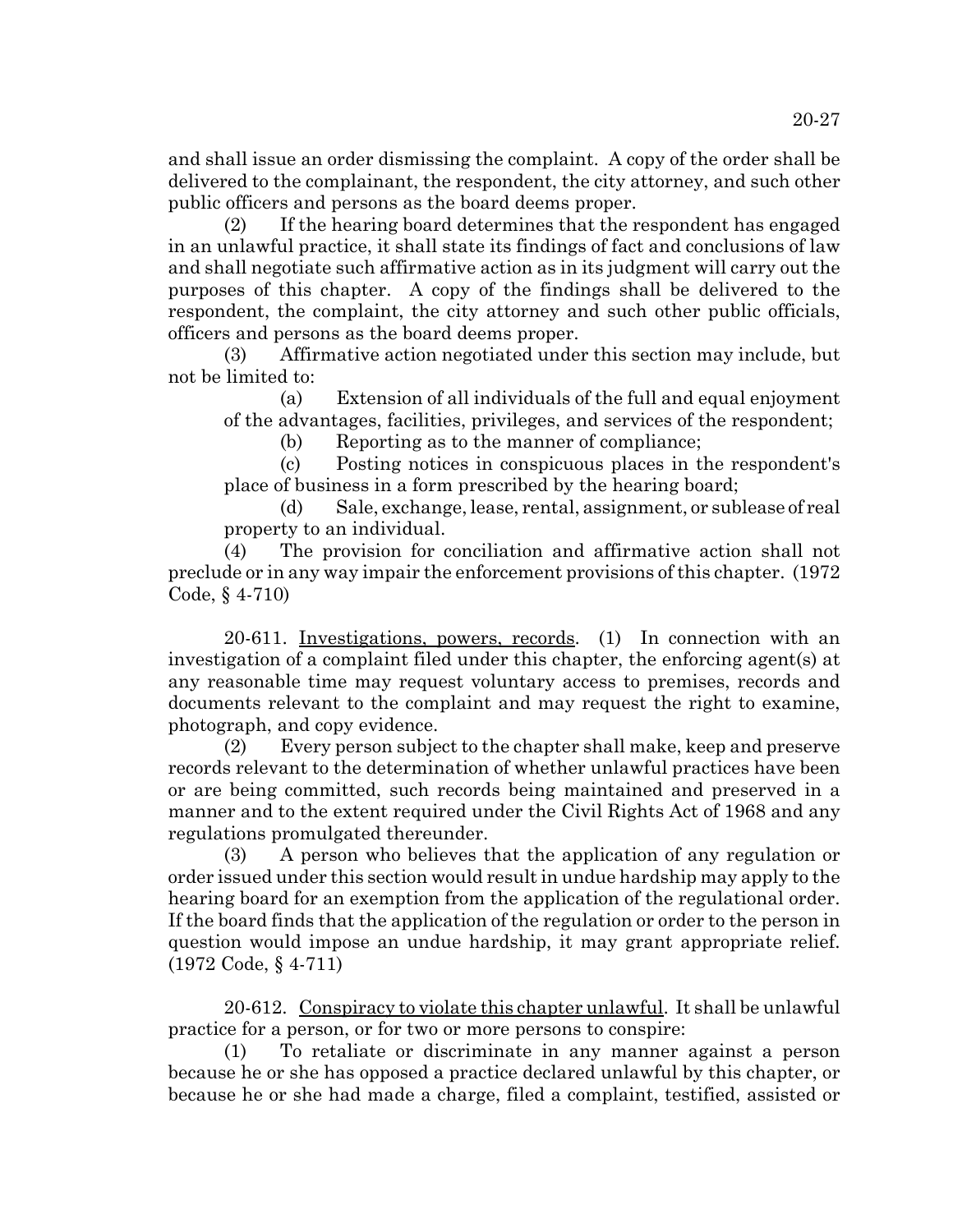and shall issue an order dismissing the complaint. A copy of the order shall be delivered to the complainant, the respondent, the city attorney, and such other public officers and persons as the board deems proper.

(2) If the hearing board determines that the respondent has engaged in an unlawful practice, it shall state its findings of fact and conclusions of law and shall negotiate such affirmative action as in its judgment will carry out the purposes of this chapter. A copy of the findings shall be delivered to the respondent, the complaint, the city attorney and such other public officials, officers and persons as the board deems proper.

(3) Affirmative action negotiated under this section may include, but not be limited to:

(a) Extension of all individuals of the full and equal enjoyment of the advantages, facilities, privileges, and services of the respondent;

(b) Reporting as to the manner of compliance;

(c) Posting notices in conspicuous places in the respondent's place of business in a form prescribed by the hearing board;

(d) Sale, exchange, lease, rental, assignment, or sublease of real property to an individual.

(4) The provision for conciliation and affirmative action shall not preclude or in any way impair the enforcement provisions of this chapter. (1972 Code, § 4-710)

20-611. Investigations, powers, records. (1) In connection with an investigation of a complaint filed under this chapter, the enforcing agent(s) at any reasonable time may request voluntary access to premises, records and documents relevant to the complaint and may request the right to examine, photograph, and copy evidence.

(2) Every person subject to the chapter shall make, keep and preserve records relevant to the determination of whether unlawful practices have been or are being committed, such records being maintained and preserved in a manner and to the extent required under the Civil Rights Act of 1968 and any regulations promulgated thereunder.

(3) A person who believes that the application of any regulation or order issued under this section would result in undue hardship may apply to the hearing board for an exemption from the application of the regulational order. If the board finds that the application of the regulation or order to the person in question would impose an undue hardship, it may grant appropriate relief. (1972 Code, § 4-711)

20-612. Conspiracy to violate this chapter unlawful. It shall be unlawful practice for a person, or for two or more persons to conspire:

(1) To retaliate or discriminate in any manner against a person because he or she has opposed a practice declared unlawful by this chapter, or because he or she had made a charge, filed a complaint, testified, assisted or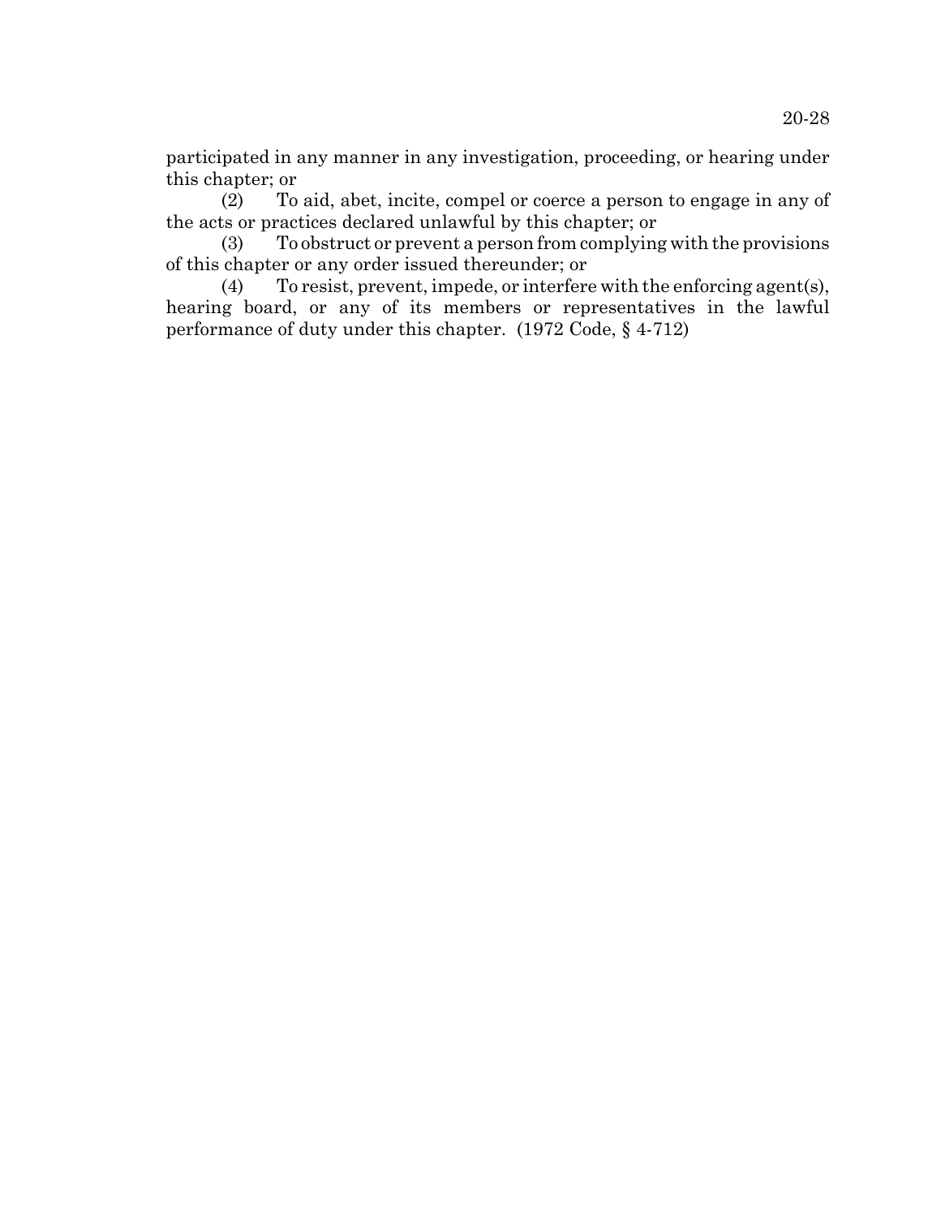participated in any manner in any investigation, proceeding, or hearing under this chapter; or

(2) To aid, abet, incite, compel or coerce a person to engage in any of the acts or practices declared unlawful by this chapter; or

(3) To obstruct or prevent a person from complying with the provisions of this chapter or any order issued thereunder; or

(4) To resist, prevent, impede, or interfere with the enforcing agent(s), hearing board, or any of its members or representatives in the lawful performance of duty under this chapter. (1972 Code, § 4-712)